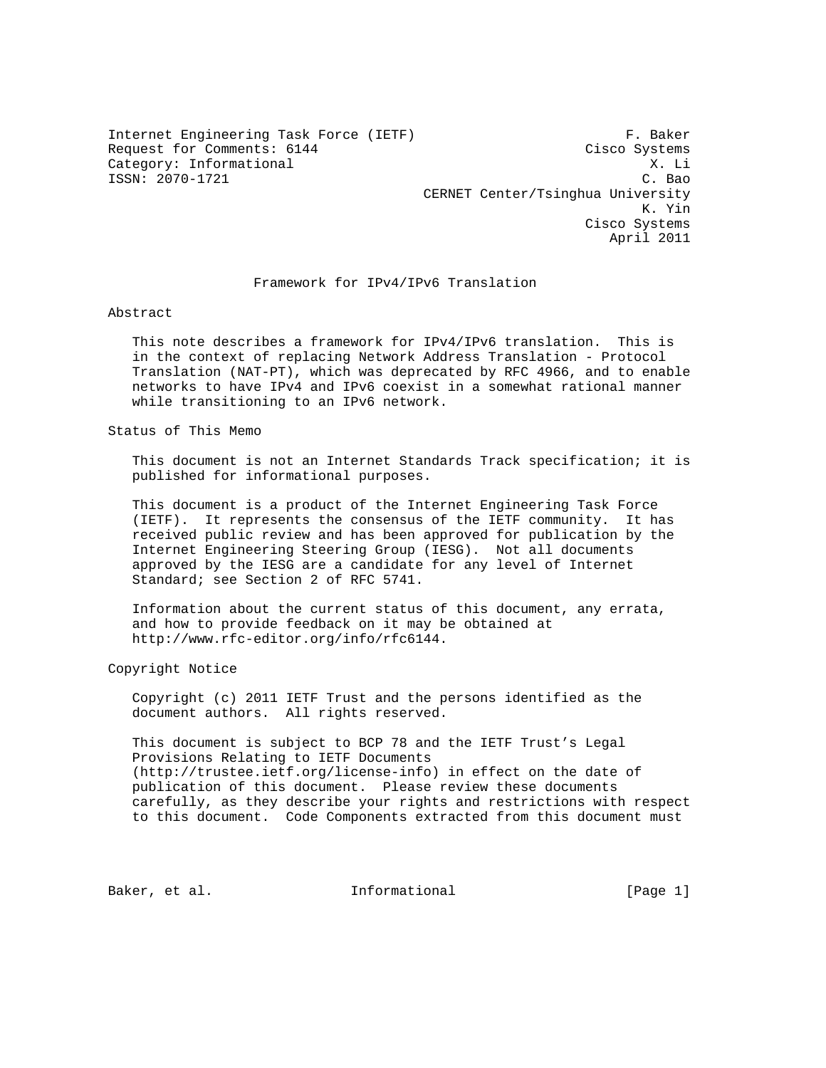Internet Engineering Task Force (IETF) F. Baker
Request for Comments: 6144 Cisco Systems
Category: Informational X. Li
ISSN: 2070-1721 C. Bao
CERNET Center/Tsinghua University
K. Yin
Cisco Systems
April 2011

# Framework for IPv4/IPv6 Translation

## Abstract

This note describes a framework for IPv4/IPv6 translation. This is in the context of replacing Network Address Translation - Protocol Translation (NAT-PT), which was deprecated by RFC 4966, and to enable networks to have IPv4 and IPv6 coexist in a somewhat rational manner while transitioning to an IPv6 network.

## Status of This Memo

This document is not an Internet Standards Track specification; it is published for informational purposes.

This document is a product of the Internet Engineering Task Force (IETF). It represents the consensus of the IETF community. It has received public review and has been approved for publication by the Internet Engineering Steering Group (IESG). Not all documents approved by the IESG are a candidate for any level of Internet Standard; see Section 2 of RFC 5741.

Information about the current status of this document, any errata, and how to provide feedback on it may be obtained at http://www.rfc-editor.org/info/rfc6144.

## Copyright Notice

Copyright (c) 2011 IETF Trust and the persons identified as the document authors. All rights reserved.

This document is subject to BCP 78 and the IETF Trust's Legal Provisions Relating to IETF Documents (http://trustee.ietf.org/license-info) in effect on the date of publication of this document. Please review these documents carefully, as they describe your rights and restrictions with respect to this document. Code Components extracted from this document must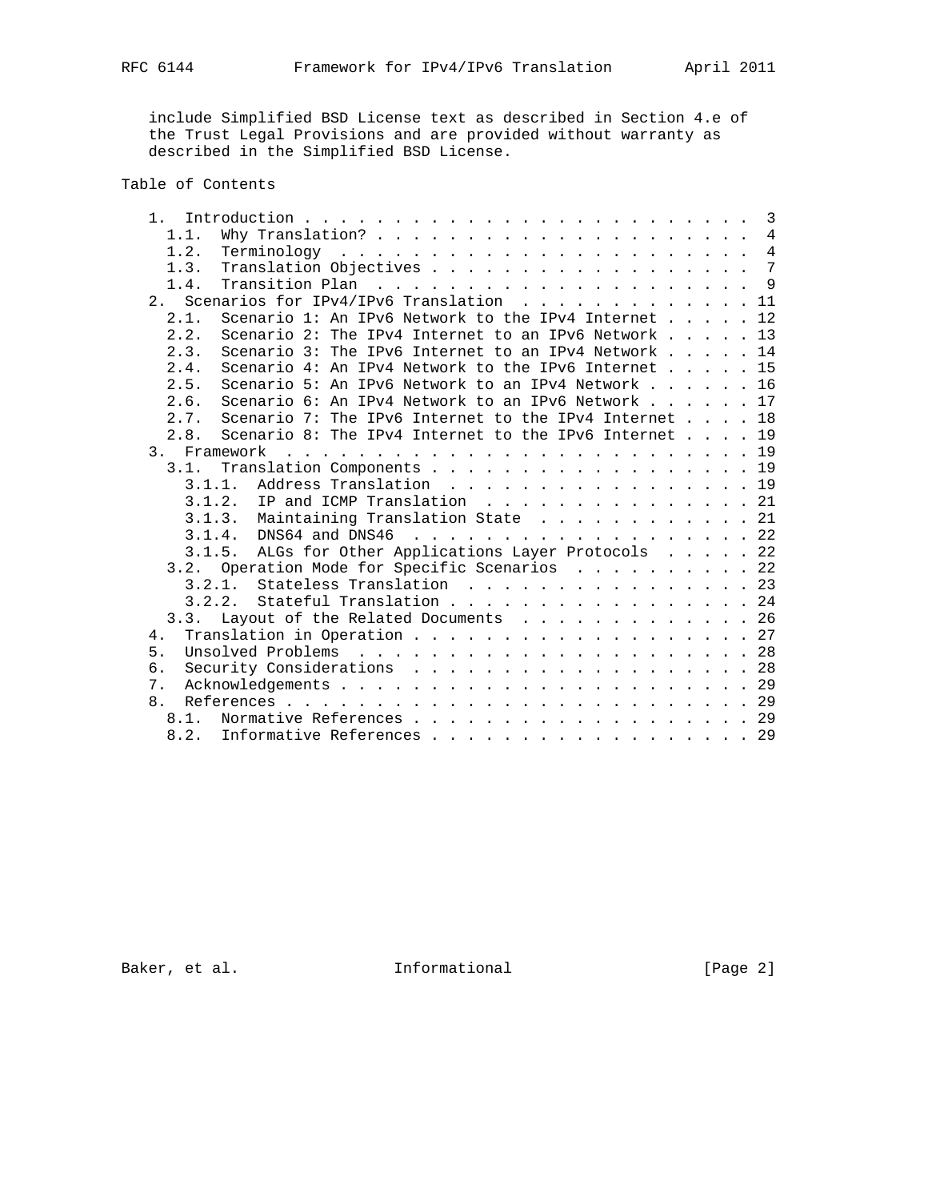include Simplified BSD License text as described in Section 4.e of the Trust Legal Provisions and are provided without warranty as described in the Simplified BSD License.

## Table of Contents

```
   1.  Introduction . . . . . . . . . . . . . . . . . . . . . . . . .  3
     1.1.  Why Translation? . . . . . . . . . . . . . . . . . . . . .  4
     1.2.  Terminology  . . . . . . . . . . . . . . . . . . . . . . .  4
     1.3.  Translation Objectives . . . . . . . . . . . . . . . . . .  7
     1.4.  Transition Plan  . . . . . . . . . . . . . . . . . . . . .  9
   2.  Scenarios for IPv4/IPv6 Translation  . . . . . . . . . . . . . 11
     2.1.  Scenario 1: An IPv6 Network to the IPv4 Internet . . . . . 12
     2.2.  Scenario 2: The IPv4 Internet to an IPv6 Network . . . . . 13
     2.3.  Scenario 3: The IPv6 Internet to an IPv4 Network . . . . . 14
     2.4.  Scenario 4: An IPv4 Network to the IPv6 Internet . . . . . 15
     2.5.  Scenario 5: An IPv6 Network to an IPv4 Network . . . . . . 16
     2.6.  Scenario 6: An IPv4 Network to an IPv6 Network . . . . . . 17
     2.7.  Scenario 7: The IPv6 Internet to the IPv4 Internet . . . . 18
     2.8.  Scenario 8: The IPv4 Internet to the IPv6 Internet . . . . 19
   3.  Framework  . . . . . . . . . . . . . . . . . . . . . . . . . . 19
     3.1.  Translation Components . . . . . . . . . . . . . . . . . . 19
       3.1.1.  Address Translation  . . . . . . . . . . . . . . . . . 19
       3.1.2.  IP and ICMP Translation  . . . . . . . . . . . . . . . 21
       3.1.3.  Maintaining Translation State  . . . . . . . . . . . . 21
       3.1.4.  DNS64 and DNS46  . . . . . . . . . . . . . . . . . . . 22
       3.1.5.  ALGs for Other Applications Layer Protocols  . . . . . 22
     3.2.  Operation Mode for Specific Scenarios  . . . . . . . . . . 22
       3.2.1.  Stateless Translation  . . . . . . . . . . . . . . . . 23
       3.2.2.  Stateful Translation . . . . . . . . . . . . . . . . . 24
     3.3.  Layout of the Related Documents  . . . . . . . . . . . . . 26
   4.  Translation in Operation . . . . . . . . . . . . . . . . . . . 27
   5.  Unsolved Problems  . . . . . . . . . . . . . . . . . . . . . . 28
   6.  Security Considerations  . . . . . . . . . . . . . . . . . . . 28
   7.  Acknowledgements . . . . . . . . . . . . . . . . . . . . . . . 29
   8.  References . . . . . . . . . . . . . . . . . . . . . . . . . . 29
     8.1.  Normative References . . . . . . . . . . . . . . . . . . . 29
     8.2.  Informative References . . . . . . . . . . . . . . . . . . 29
```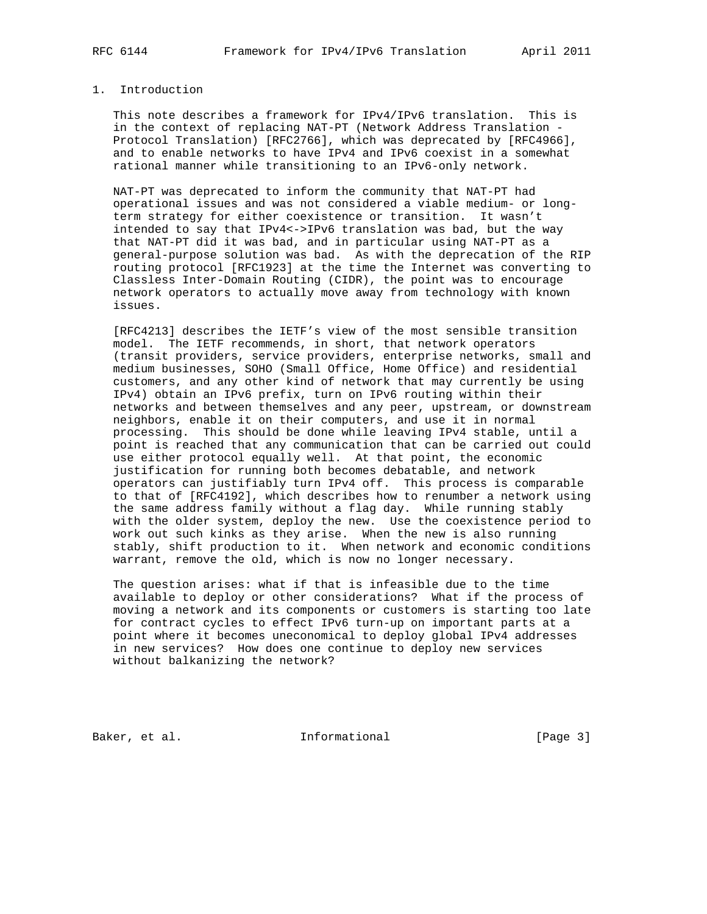## 1. Introduction

This note describes a framework for IPv4/IPv6 translation. This is in the context of replacing NAT-PT (Network Address Translation - Protocol Translation) [RFC2766], which was deprecated by [RFC4966], and to enable networks to have IPv4 and IPv6 coexist in a somewhat rational manner while transitioning to an IPv6-only network.

NAT-PT was deprecated to inform the community that NAT-PT had operational issues and was not considered a viable medium- or long-term strategy for either coexistence or transition. It wasn't intended to say that IPv4<->IPv6 translation was bad, but the way that NAT-PT did it was bad, and in particular using NAT-PT as a general-purpose solution was bad. As with the deprecation of the RIP routing protocol [RFC1923] at the time the Internet was converting to Classless Inter-Domain Routing (CIDR), the point was to encourage network operators to actually move away from technology with known issues.

[RFC4213] describes the IETF's view of the most sensible transition model. The IETF recommends, in short, that network operators (transit providers, service providers, enterprise networks, small and medium businesses, SOHO (Small Office, Home Office) and residential customers, and any other kind of network that may currently be using IPv4) obtain an IPv6 prefix, turn on IPv6 routing within their networks and between themselves and any peer, upstream, or downstream neighbors, enable it on their computers, and use it in normal processing. This should be done while leaving IPv4 stable, until a point is reached that any communication that can be carried out could use either protocol equally well. At that point, the economic justification for running both becomes debatable, and network operators can justifiably turn IPv4 off. This process is comparable to that of [RFC4192], which describes how to renumber a network using the same address family without a flag day. While running stably with the older system, deploy the new. Use the coexistence period to work out such kinks as they arise. When the new is also running stably, shift production to it. When network and economic conditions warrant, remove the old, which is now no longer necessary.

The question arises: what if that is infeasible due to the time available to deploy or other considerations? What if the process of moving a network and its components or customers is starting too late for contract cycles to effect IPv6 turn-up on important parts at a point where it becomes uneconomical to deploy global IPv4 addresses in new services? How does one continue to deploy new services without balkanizing the network?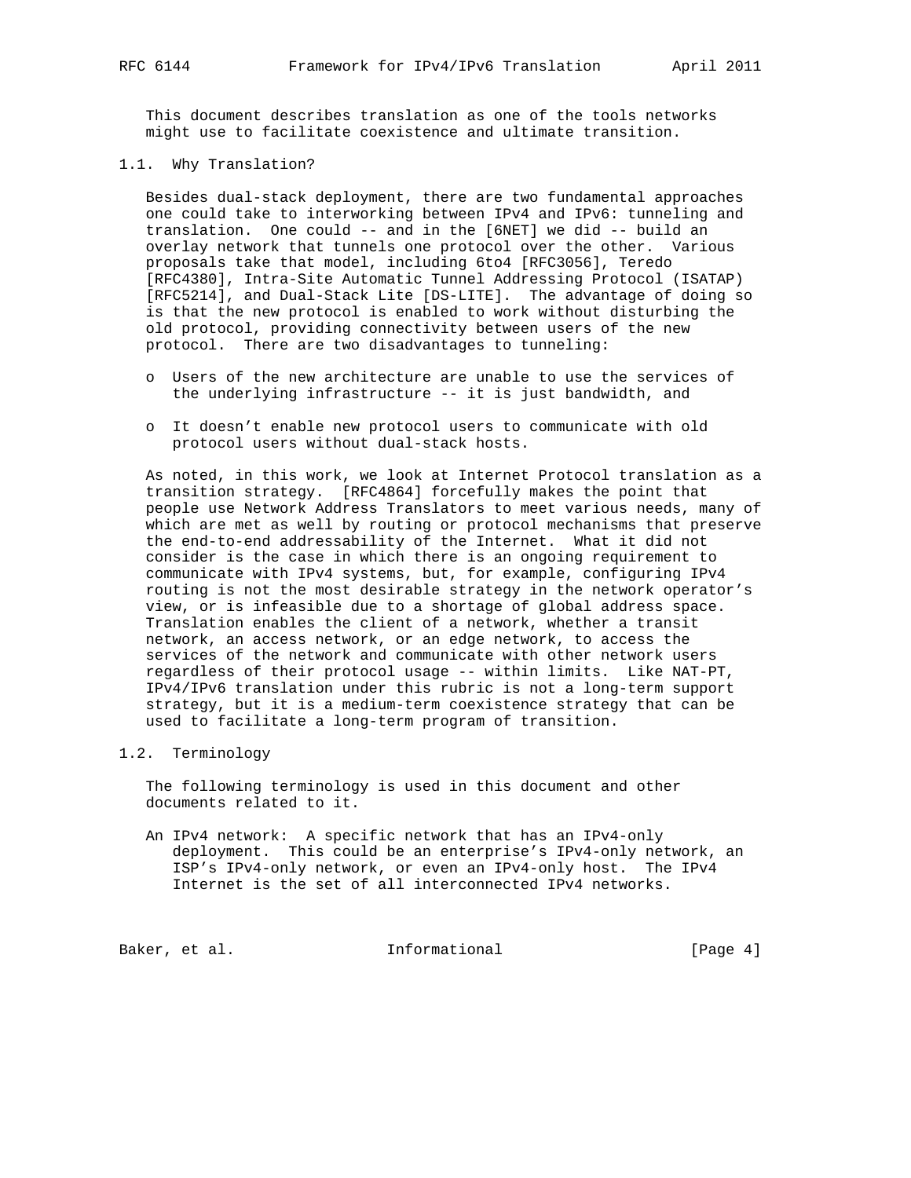This document describes translation as one of the tools networks might use to facilitate coexistence and ultimate transition.

## 1.1. Why Translation?

Besides dual-stack deployment, there are two fundamental approaches one could take to interworking between IPv4 and IPv6: tunneling and translation. One could -- and in the [6NET] we did -- build an overlay network that tunnels one protocol over the other. Various proposals take that model, including 6to4 [RFC3056], Teredo [RFC4380], Intra-Site Automatic Tunnel Addressing Protocol (ISATAP) [RFC5214], and Dual-Stack Lite [DS-LITE]. The advantage of doing so is that the new protocol is enabled to work without disturbing the old protocol, providing connectivity between users of the new protocol. There are two disadvantages to tunneling:

- Users of the new architecture are unable to use the services of the underlying infrastructure -- it is just bandwidth, and
- It doesn't enable new protocol users to communicate with old protocol users without dual-stack hosts.

As noted, in this work, we look at Internet Protocol translation as a transition strategy. [RFC4864] forcefully makes the point that people use Network Address Translators to meet various needs, many of which are met as well by routing or protocol mechanisms that preserve the end-to-end addressability of the Internet. What it did not consider is the case in which there is an ongoing requirement to communicate with IPv4 systems, but, for example, configuring IPv4 routing is not the most desirable strategy in the network operator's view, or is infeasible due to a shortage of global address space. Translation enables the client of a network, whether a transit network, an access network, or an edge network, to access the services of the network and communicate with other network users regardless of their protocol usage -- within limits. Like NAT-PT, IPv4/IPv6 translation under this rubric is not a long-term support strategy, but it is a medium-term coexistence strategy that can be used to facilitate a long-term program of transition.

## 1.2. Terminology

The following terminology is used in this document and other documents related to it.

An IPv4 network: A specific network that has an IPv4-only deployment. This could be an enterprise's IPv4-only network, an ISP's IPv4-only network, or even an IPv4-only host. The IPv4 Internet is the set of all interconnected IPv4 networks.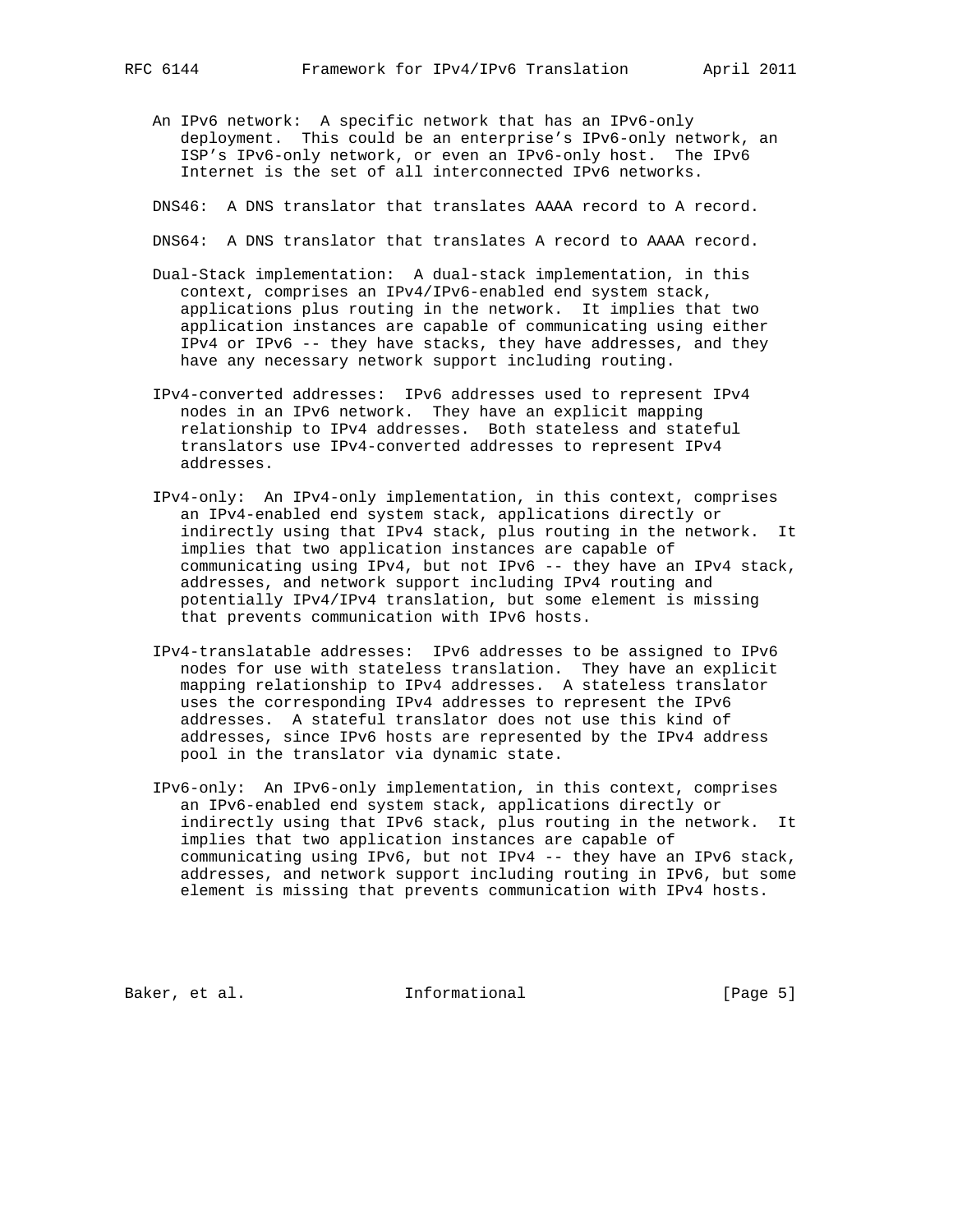An IPv6 network: A specific network that has an IPv6-only deployment. This could be an enterprise's IPv6-only network, an ISP's IPv6-only network, or even an IPv6-only host. The IPv6 Internet is the set of all interconnected IPv6 networks.

DNS46: A DNS translator that translates AAAA record to A record.

DNS64: A DNS translator that translates A record to AAAA record.

Dual-Stack implementation: A dual-stack implementation, in this context, comprises an IPv4/IPv6-enabled end system stack, applications plus routing in the network. It implies that two application instances are capable of communicating using either IPv4 or IPv6 -- they have stacks, they have addresses, and they have any necessary network support including routing.

IPv4-converted addresses: IPv6 addresses used to represent IPv4 nodes in an IPv6 network. They have an explicit mapping relationship to IPv4 addresses. Both stateless and stateful translators use IPv4-converted addresses to represent IPv4 addresses.

IPv4-only: An IPv4-only implementation, in this context, comprises an IPv4-enabled end system stack, applications directly or indirectly using that IPv4 stack, plus routing in the network. It implies that two application instances are capable of communicating using IPv4, but not IPv6 -- they have an IPv4 stack, addresses, and network support including IPv4 routing and potentially IPv4/IPv4 translation, but some element is missing that prevents communication with IPv6 hosts.

IPv4-translatable addresses: IPv6 addresses to be assigned to IPv6 nodes for use with stateless translation. They have an explicit mapping relationship to IPv4 addresses. A stateless translator uses the corresponding IPv4 addresses to represent the IPv6 addresses. A stateful translator does not use this kind of addresses, since IPv6 hosts are represented by the IPv4 address pool in the translator via dynamic state.

IPv6-only: An IPv6-only implementation, in this context, comprises an IPv6-enabled end system stack, applications directly or indirectly using that IPv6 stack, plus routing in the network. It implies that two application instances are capable of communicating using IPv6, but not IPv4 -- they have an IPv6 stack, addresses, and network support including routing in IPv6, but some element is missing that prevents communication with IPv4 hosts.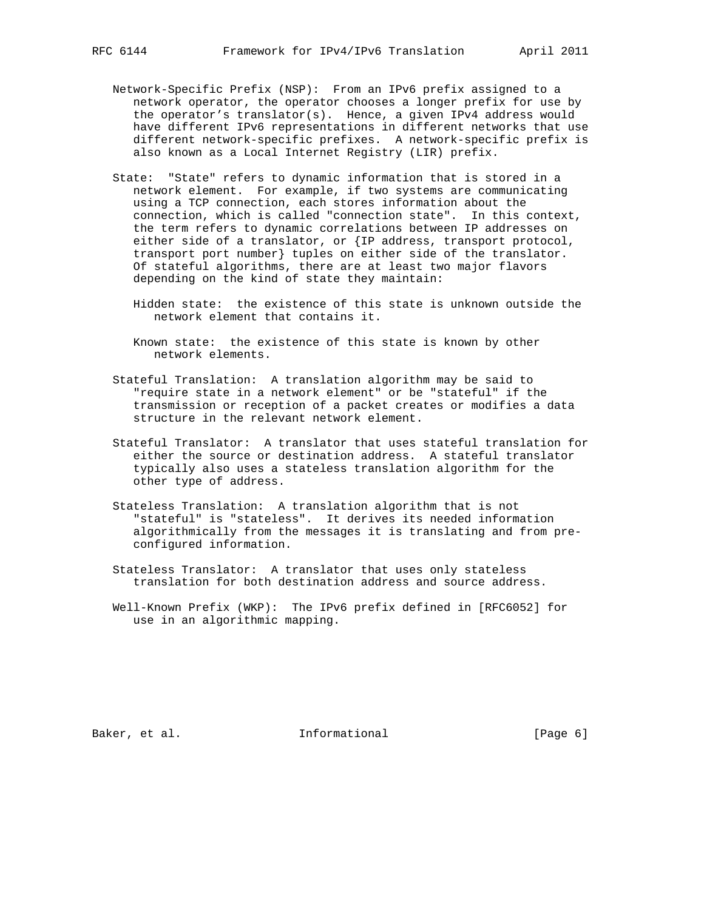Network-Specific Prefix (NSP): From an IPv6 prefix assigned to a network operator, the operator chooses a longer prefix for use by the operator's translator(s). Hence, a given IPv4 address would have different IPv6 representations in different networks that use different network-specific prefixes. A network-specific prefix is also known as a Local Internet Registry (LIR) prefix.

State: "State" refers to dynamic information that is stored in a network element. For example, if two systems are communicating using a TCP connection, each stores information about the connection, which is called "connection state". In this context, the term refers to dynamic correlations between IP addresses on either side of a translator, or {IP address, transport protocol, transport port number} tuples on either side of the translator. Of stateful algorithms, there are at least two major flavors depending on the kind of state they maintain:

- Hidden state: the existence of this state is unknown outside the network element that contains it.

- Known state: the existence of this state is known by other network elements.

Stateful Translation: A translation algorithm may be said to "require state in a network element" or be "stateful" if the transmission or reception of a packet creates or modifies a data structure in the relevant network element.

Stateful Translator: A translator that uses stateful translation for either the source or destination address. A stateful translator typically also uses a stateless translation algorithm for the other type of address.

Stateless Translation: A translation algorithm that is not "stateful" is "stateless". It derives its needed information algorithmically from the messages it is translating and from pre-configured information.

Stateless Translator: A translator that uses only stateless translation for both destination address and source address.

Well-Known Prefix (WKP): The IPv6 prefix defined in [RFC6052] for use in an algorithmic mapping.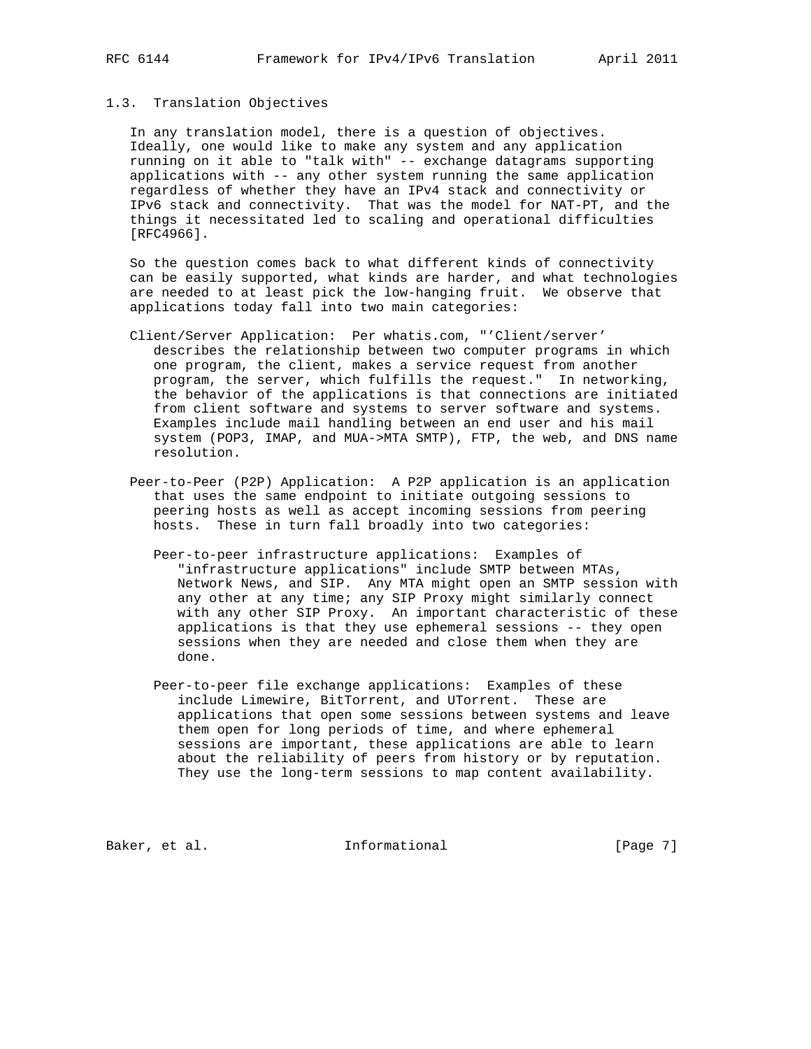### 1.3. Translation Objectives

In any translation model, there is a question of objectives. Ideally, one would like to make any system and any application running on it able to "talk with" -- exchange datagrams supporting applications with -- any other system running the same application regardless of whether they have an IPv4 stack and connectivity or IPv6 stack and connectivity. That was the model for NAT-PT, and the things it necessitated led to scaling and operational difficulties [RFC4966].

So the question comes back to what different kinds of connectivity can be easily supported, what kinds are harder, and what technologies are needed to at least pick the low-hanging fruit. We observe that applications today fall into two main categories:

Client/Server Application: Per whatis.com, "'Client/server' describes the relationship between two computer programs in which one program, the client, makes a service request from another program, the server, which fulfills the request." In networking, the behavior of the applications is that connections are initiated from client software and systems to server software and systems. Examples include mail handling between an end user and his mail system (POP3, IMAP, and MUA->MTA SMTP), FTP, the web, and DNS name resolution.

Peer-to-Peer (P2P) Application: A P2P application is an application that uses the same endpoint to initiate outgoing sessions to peering hosts as well as accept incoming sessions from peering hosts. These in turn fall broadly into two categories:

- Peer-to-peer infrastructure applications: Examples of "infrastructure applications" include SMTP between MTAs, Network News, and SIP. Any MTA might open an SMTP session with any other at any time; any SIP Proxy might similarly connect with any other SIP Proxy. An important characteristic of these applications is that they use ephemeral sessions -- they open sessions when they are needed and close them when they are done.

- Peer-to-peer file exchange applications: Examples of these include Limewire, BitTorrent, and UTorrent. These are applications that open some sessions between systems and leave them open for long periods of time, and where ephemeral sessions are important, these applications are able to learn about the reliability of peers from history or by reputation. They use the long-term sessions to map content availability.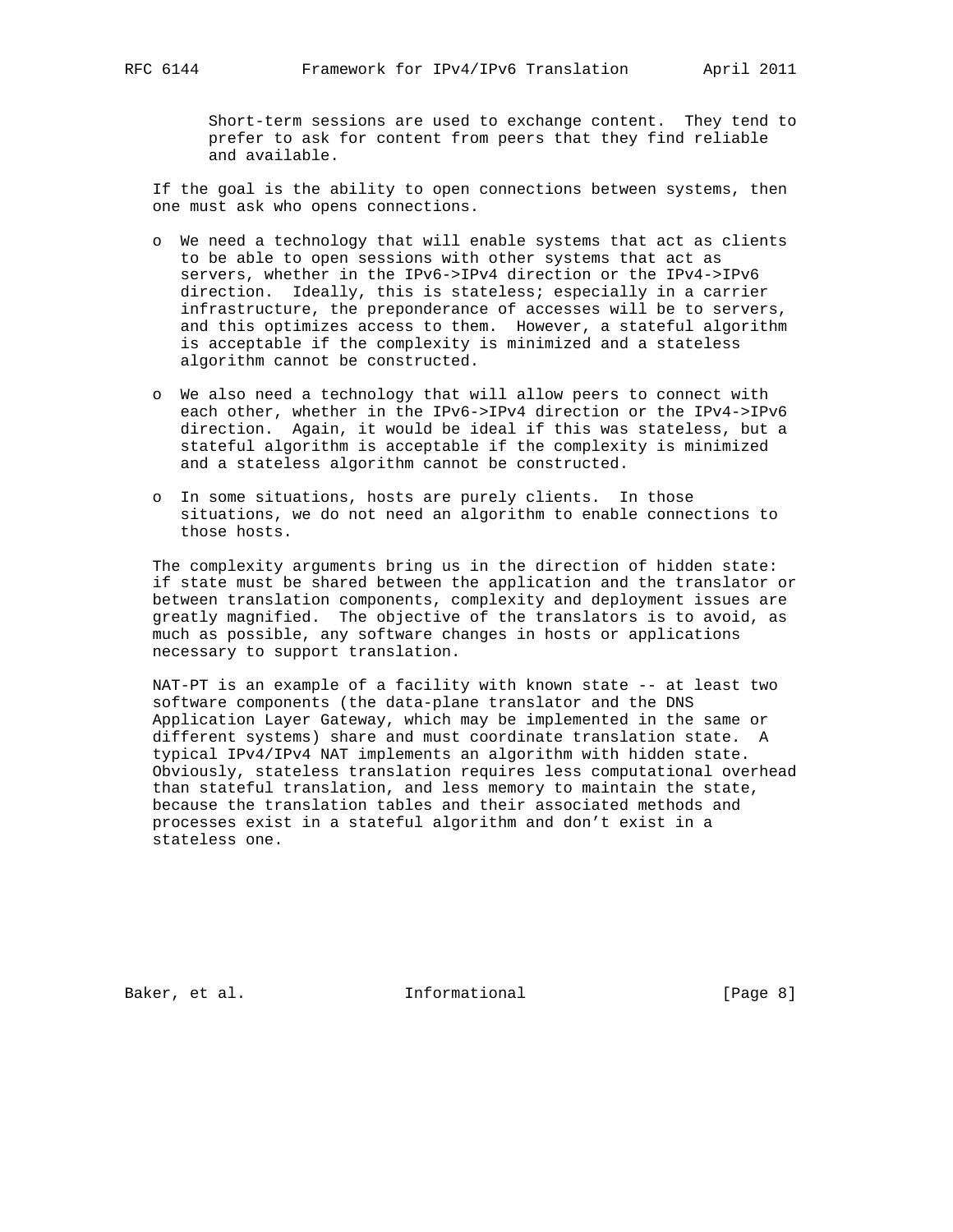Short-term sessions are used to exchange content. They tend to prefer to ask for content from peers that they find reliable and available.

If the goal is the ability to open connections between systems, then one must ask who opens connections.

- We need a technology that will enable systems that act as clients to be able to open sessions with other systems that act as servers, whether in the IPv6->IPv4 direction or the IPv4->IPv6 direction. Ideally, this is stateless; especially in a carrier infrastructure, the preponderance of accesses will be to servers, and this optimizes access to them. However, a stateful algorithm is acceptable if the complexity is minimized and a stateless algorithm cannot be constructed.

- We also need a technology that will allow peers to connect with each other, whether in the IPv6->IPv4 direction or the IPv4->IPv6 direction. Again, it would be ideal if this was stateless, but a stateful algorithm is acceptable if the complexity is minimized and a stateless algorithm cannot be constructed.

- In some situations, hosts are purely clients. In those situations, we do not need an algorithm to enable connections to those hosts.

The complexity arguments bring us in the direction of hidden state: if state must be shared between the application and the translator or between translation components, complexity and deployment issues are greatly magnified. The objective of the translators is to avoid, as much as possible, any software changes in hosts or applications necessary to support translation.

NAT-PT is an example of a facility with known state -- at least two software components (the data-plane translator and the DNS Application Layer Gateway, which may be implemented in the same or different systems) share and must coordinate translation state. A typical IPv4/IPv4 NAT implements an algorithm with hidden state. Obviously, stateless translation requires less computational overhead than stateful translation, and less memory to maintain the state, because the translation tables and their associated methods and processes exist in a stateful algorithm and don't exist in a stateless one.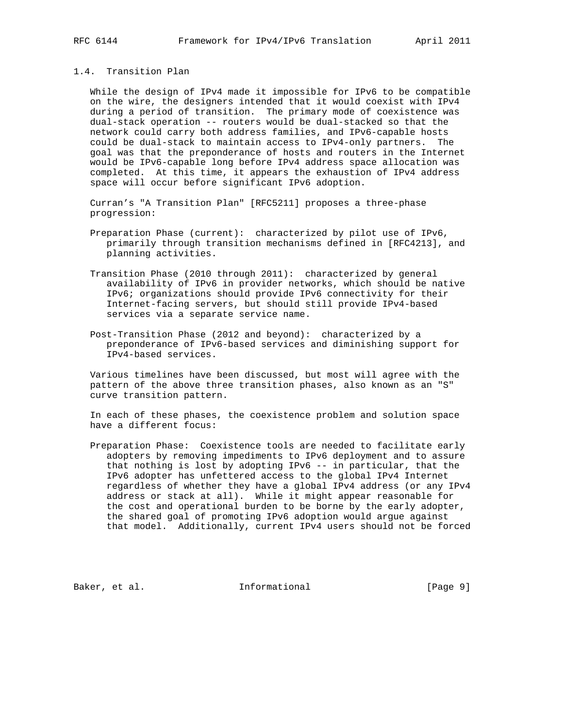### 1.4. Transition Plan

While the design of IPv4 made it impossible for IPv6 to be compatible on the wire, the designers intended that it would coexist with IPv4 during a period of transition. The primary mode of coexistence was dual-stack operation -- routers would be dual-stacked so that the network could carry both address families, and IPv6-capable hosts could be dual-stack to maintain access to IPv4-only partners. The goal was that the preponderance of hosts and routers in the Internet would be IPv6-capable long before IPv4 address space allocation was completed. At this time, it appears the exhaustion of IPv4 address space will occur before significant IPv6 adoption.

Curran's "A Transition Plan" [RFC5211] proposes a three-phase progression:

Preparation Phase (current): characterized by pilot use of IPv6, primarily through transition mechanisms defined in [RFC4213], and planning activities.

Transition Phase (2010 through 2011): characterized by general availability of IPv6 in provider networks, which should be native IPv6; organizations should provide IPv6 connectivity for their Internet-facing servers, but should still provide IPv4-based services via a separate service name.

Post-Transition Phase (2012 and beyond): characterized by a preponderance of IPv6-based services and diminishing support for IPv4-based services.

Various timelines have been discussed, but most will agree with the pattern of the above three transition phases, also known as an "S" curve transition pattern.

In each of these phases, the coexistence problem and solution space have a different focus:

Preparation Phase: Coexistence tools are needed to facilitate early adopters by removing impediments to IPv6 deployment and to assure that nothing is lost by adopting IPv6 -- in particular, that the IPv6 adopter has unfettered access to the global IPv4 Internet regardless of whether they have a global IPv4 address (or any IPv4 address or stack at all). While it might appear reasonable for the cost and operational burden to be borne by the early adopter, the shared goal of promoting IPv6 adoption would argue against that model. Additionally, current IPv4 users should not be forced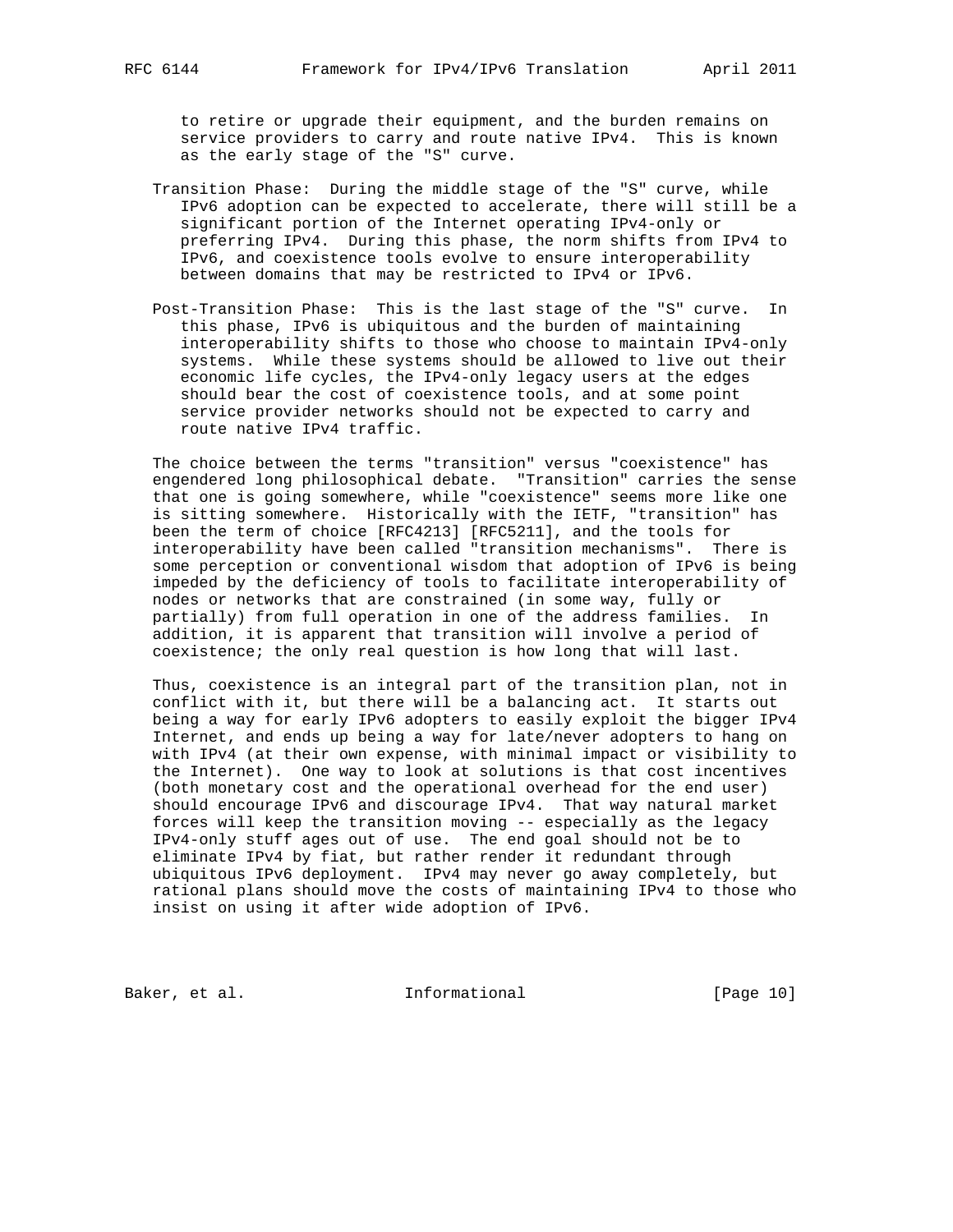to retire or upgrade their equipment, and the burden remains on service providers to carry and route native IPv4. This is known as the early stage of the "S" curve.

Transition Phase: During the middle stage of the "S" curve, while IPv6 adoption can be expected to accelerate, there will still be a significant portion of the Internet operating IPv4-only or preferring IPv4. During this phase, the norm shifts from IPv4 to IPv6, and coexistence tools evolve to ensure interoperability between domains that may be restricted to IPv4 or IPv6.

Post-Transition Phase: This is the last stage of the "S" curve. In this phase, IPv6 is ubiquitous and the burden of maintaining interoperability shifts to those who choose to maintain IPv4-only systems. While these systems should be allowed to live out their economic life cycles, the IPv4-only legacy users at the edges should bear the cost of coexistence tools, and at some point service provider networks should not be expected to carry and route native IPv4 traffic.

The choice between the terms "transition" versus "coexistence" has engendered long philosophical debate. "Transition" carries the sense that one is going somewhere, while "coexistence" seems more like one is sitting somewhere. Historically with the IETF, "transition" has been the term of choice [RFC4213] [RFC5211], and the tools for interoperability have been called "transition mechanisms". There is some perception or conventional wisdom that adoption of IPv6 is being impeded by the deficiency of tools to facilitate interoperability of nodes or networks that are constrained (in some way, fully or partially) from full operation in one of the address families. In addition, it is apparent that transition will involve a period of coexistence; the only real question is how long that will last.

Thus, coexistence is an integral part of the transition plan, not in conflict with it, but there will be a balancing act. It starts out being a way for early IPv6 adopters to easily exploit the bigger IPv4 Internet, and ends up being a way for late/never adopters to hang on with IPv4 (at their own expense, with minimal impact or visibility to the Internet). One way to look at solutions is that cost incentives (both monetary cost and the operational overhead for the end user) should encourage IPv6 and discourage IPv4. That way natural market forces will keep the transition moving -- especially as the legacy IPv4-only stuff ages out of use. The end goal should not be to eliminate IPv4 by fiat, but rather render it redundant through ubiquitous IPv6 deployment. IPv4 may never go away completely, but rational plans should move the costs of maintaining IPv4 to those who insist on using it after wide adoption of IPv6.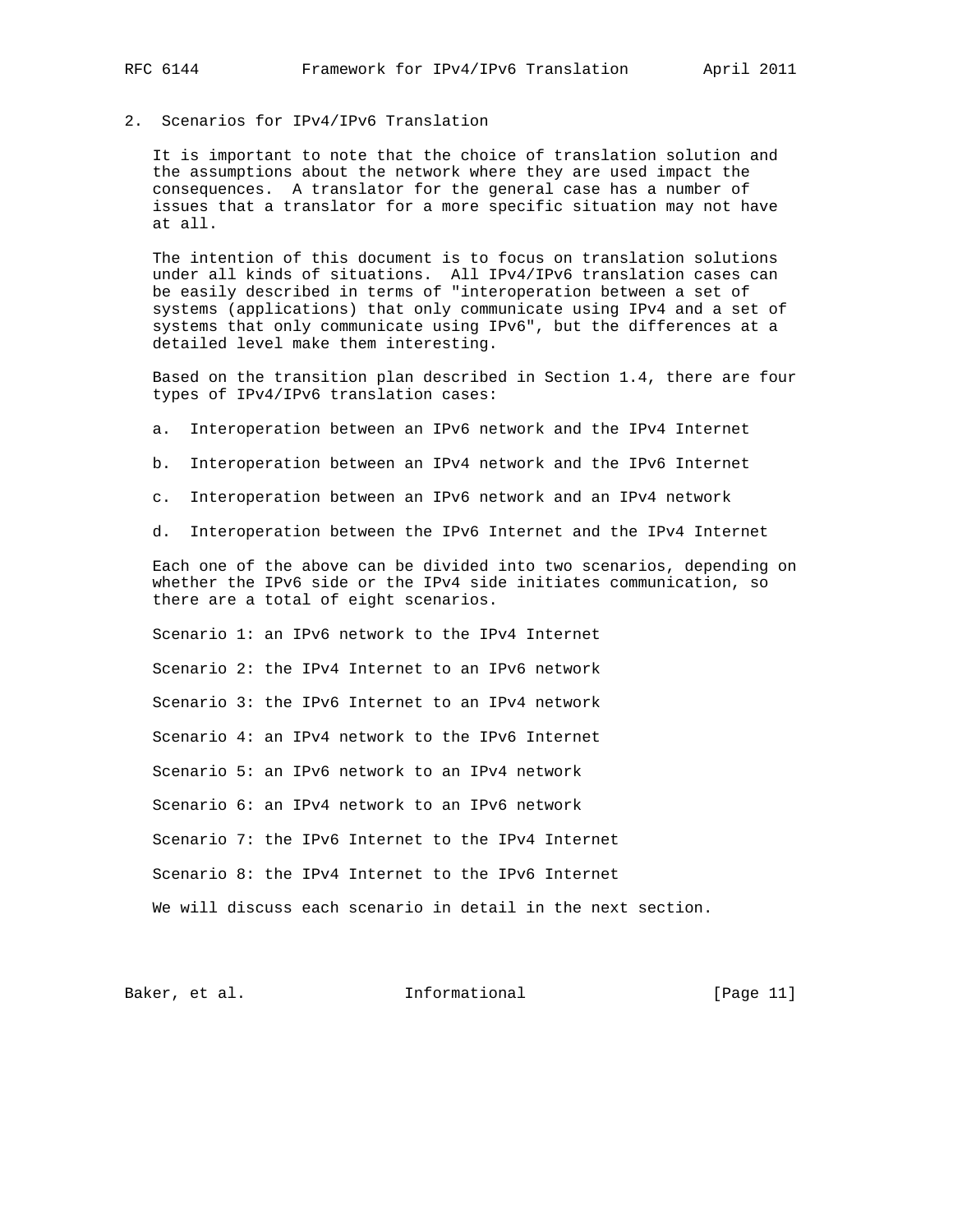## 2. Scenarios for IPv4/IPv6 Translation

It is important to note that the choice of translation solution and the assumptions about the network where they are used impact the consequences. A translator for the general case has a number of issues that a translator for a more specific situation may not have at all.

The intention of this document is to focus on translation solutions under all kinds of situations. All IPv4/IPv6 translation cases can be easily described in terms of "interoperation between a set of systems (applications) that only communicate using IPv4 and a set of systems that only communicate using IPv6", but the differences at a detailed level make them interesting.

Based on the transition plan described in Section 1.4, there are four types of IPv4/IPv6 translation cases:

a. Interoperation between an IPv6 network and the IPv4 Internet

b. Interoperation between an IPv4 network and the IPv6 Internet

c. Interoperation between an IPv6 network and an IPv4 network

d. Interoperation between the IPv6 Internet and the IPv4 Internet

Each one of the above can be divided into two scenarios, depending on whether the IPv6 side or the IPv4 side initiates communication, so there are a total of eight scenarios.

Scenario 1: an IPv6 network to the IPv4 Internet

Scenario 2: the IPv4 Internet to an IPv6 network

Scenario 3: the IPv6 Internet to an IPv4 network

Scenario 4: an IPv4 network to the IPv6 Internet

Scenario 5: an IPv6 network to an IPv4 network

Scenario 6: an IPv4 network to an IPv6 network

Scenario 7: the IPv6 Internet to the IPv4 Internet

Scenario 8: the IPv4 Internet to the IPv6 Internet

We will discuss each scenario in detail in the next section.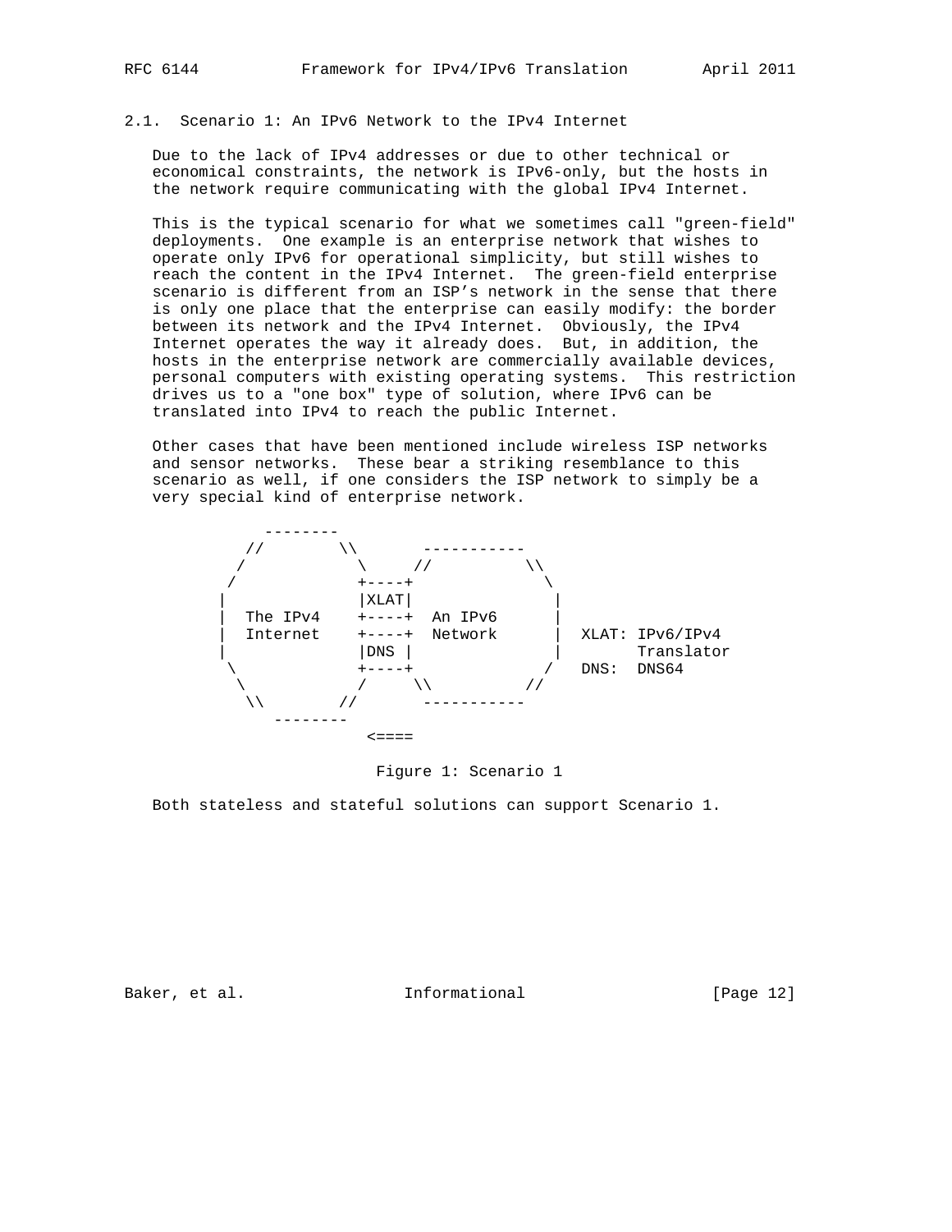### 2.1. Scenario 1: An IPv6 Network to the IPv4 Internet

Due to the lack of IPv4 addresses or due to other technical or economical constraints, the network is IPv6-only, but the hosts in the network require communicating with the global IPv4 Internet.

This is the typical scenario for what we sometimes call "green-field" deployments. One example is an enterprise network that wishes to operate only IPv6 for operational simplicity, but still wishes to reach the content in the IPv4 Internet. The green-field enterprise scenario is different from an ISP's network in the sense that there is only one place that the enterprise can easily modify: the border between its network and the IPv4 Internet. Obviously, the IPv4 Internet operates the way it already does. But, in addition, the hosts in the enterprise network are commercially available devices, personal computers with existing operating systems. This restriction drives us to a "one box" type of solution, where IPv6 can be translated into IPv4 to reach the public Internet.

Other cases that have been mentioned include wireless ISP networks and sensor networks. These bear a striking resemblance to this scenario as well, if one considers the ISP network to simply be a very special kind of enterprise network.

```
          --------
        //        \\       -----------
       /            \     //          \\
      /             +----+              \
     |              |XLAT|               |
     |  The IPv4    +----+  An IPv6      |
     |  Internet    +----+  Network      |  XLAT: IPv6/IPv4
     |              |DNS |               |        Translator
      \             +----+              /   DNS:  DNS64
       \            /     \\          //
        \\        //       -----------
          --------
                    <====
```

Figure 1: Scenario 1

Both stateless and stateful solutions can support Scenario 1.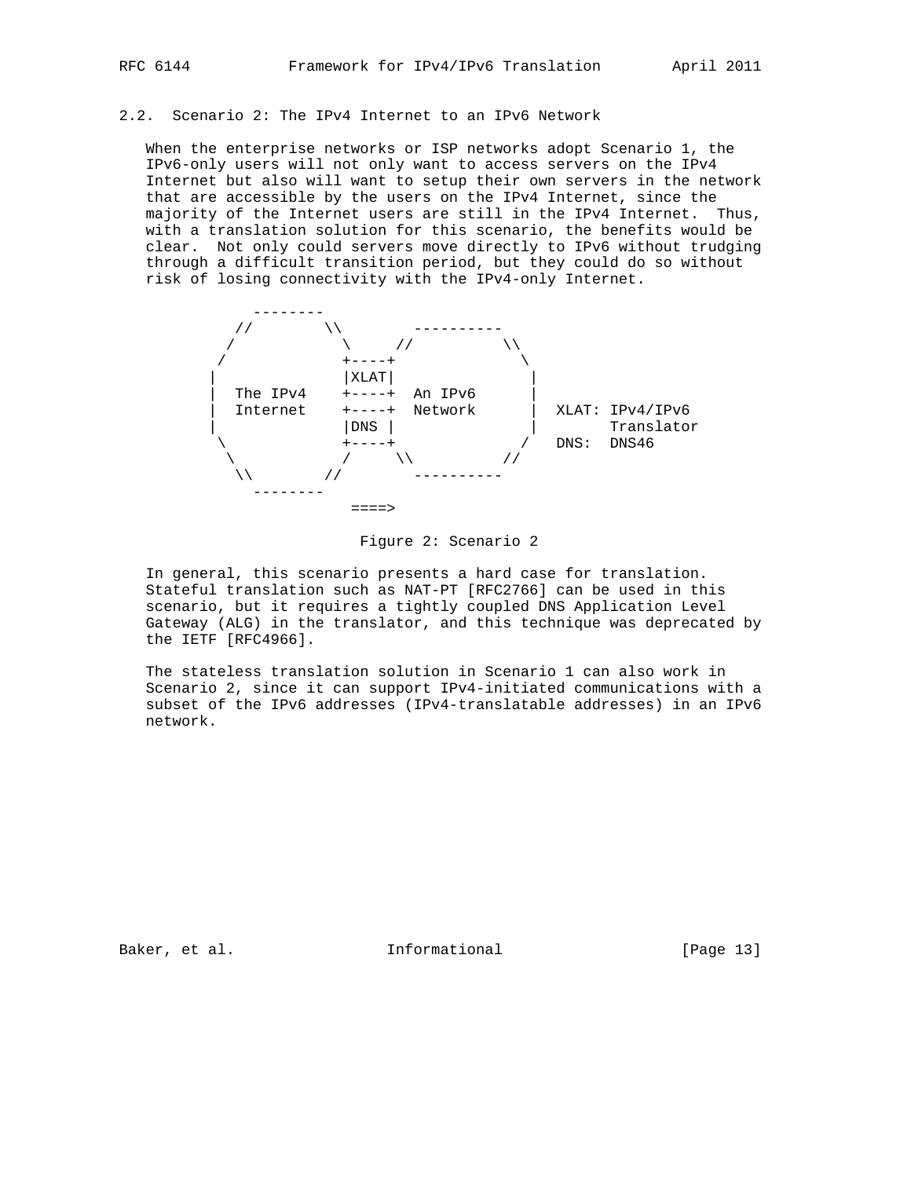## 2.2. Scenario 2: The IPv4 Internet to an IPv6 Network

When the enterprise networks or ISP networks adopt Scenario 1, the IPv6-only users will not only want to access servers on the IPv4 Internet but also will want to setup their own servers in the network that are accessible by the users on the IPv4 Internet, since the majority of the Internet users are still in the IPv4 Internet. Thus, with a translation solution for this scenario, the benefits would be clear. Not only could servers move directly to IPv6 without trudging through a difficult transition period, but they could do so without risk of losing connectivity with the IPv4-only Internet.

```
           --------
         //        \\        ----------
        /            \     //          \\
       /             +----+              \
      |              |XLAT|               |
      |  The IPv4    +----+  An IPv6      |
      |  Internet    +----+  Network      |  XLAT: IPv4/IPv6
      |              |DNS |               |        Translator
       \             +----+              /   DNS:  DNS46
        \            /     \\          //
         \\        //        ----------
           --------
                      ====>
```

Figure 2: Scenario 2

In general, this scenario presents a hard case for translation. Stateful translation such as NAT-PT [RFC2766] can be used in this scenario, but it requires a tightly coupled DNS Application Level Gateway (ALG) in the translator, and this technique was deprecated by the IETF [RFC4966].

The stateless translation solution in Scenario 1 can also work in Scenario 2, since it can support IPv4-initiated communications with a subset of the IPv6 addresses (IPv4-translatable addresses) in an IPv6 network.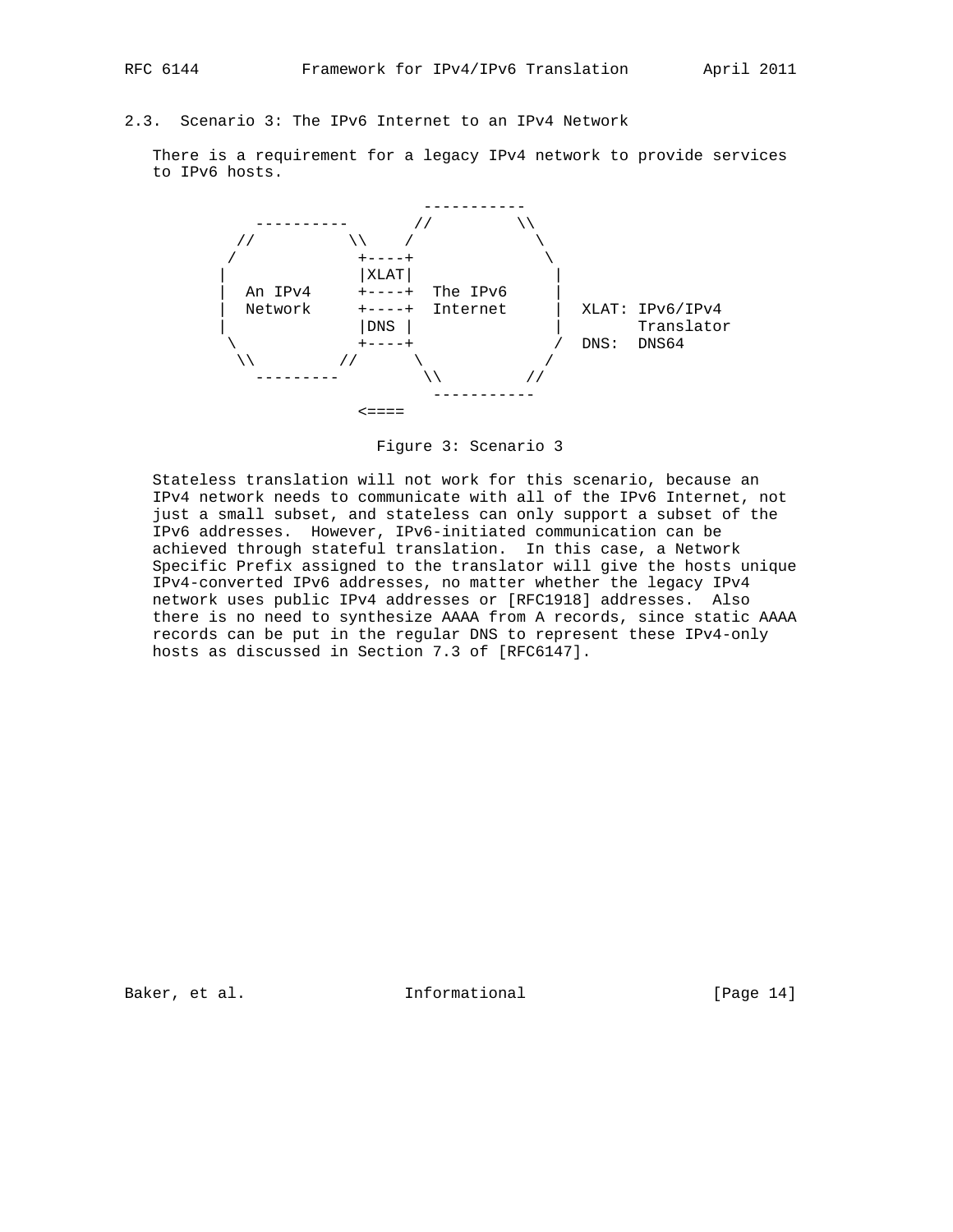### 2.3. Scenario 3: The IPv6 Internet to an IPv4 Network

There is a requirement for a legacy IPv4 network to provide services to IPv6 hosts.

```
                           -----------
          ----------      //         \\
        //          \\   /             \
       /             +----+             \
      |              |XLAT|              |
      |  An IPv4     +----+  The IPv6    |
      |  Network     +----+  Internet    |  XLAT: IPv6/IPv4
      |              |DNS |              |        Translator
       \             +----+             /   DNS:  DNS64
        \\         //     \            /
          ---------        \\         //
                             -----------
                 <====
```

Figure 3: Scenario 3

Stateless translation will not work for this scenario, because an IPv4 network needs to communicate with all of the IPv6 Internet, not just a small subset, and stateless can only support a subset of the IPv6 addresses. However, IPv6-initiated communication can be achieved through stateful translation. In this case, a Network Specific Prefix assigned to the translator will give the hosts unique IPv4-converted IPv6 addresses, no matter whether the legacy IPv4 network uses public IPv4 addresses or [RFC1918] addresses. Also there is no need to synthesize AAAA from A records, since static AAAA records can be put in the regular DNS to represent these IPv4-only hosts as discussed in Section 7.3 of [RFC6147].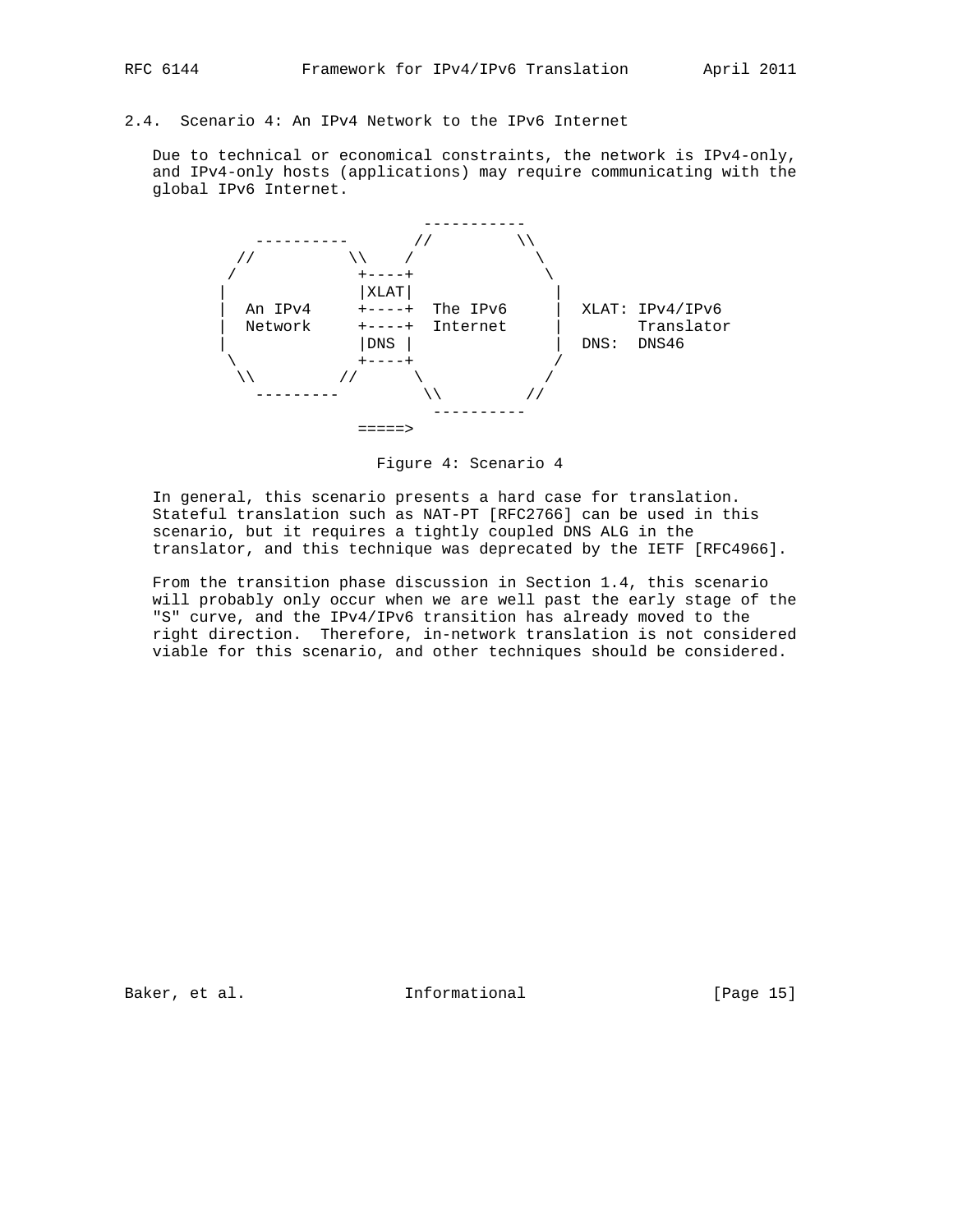### 2.4. Scenario 4: An IPv4 Network to the IPv6 Internet

Due to technical or economical constraints, the network is IPv4-only, and IPv4-only hosts (applications) may require communicating with the global IPv6 Internet.

```
                           -----------
       ----------       //           \\
     //          \\    /               \
    /             +----+                \
   |              |XLAT|                 |
   |  An IPv4     +----+  The IPv6       |  XLAT: IPv4/IPv6
   |  Network     +----+  Internet       |        Translator
   |              |DNS |                 |  DNS:  DNS46
    \             +----+                /
     \\          //    \               /
       ---------        \\           //
                          ----------
                 =====>
```

Figure 4: Scenario 4

In general, this scenario presents a hard case for translation. Stateful translation such as NAT-PT [RFC2766] can be used in this scenario, but it requires a tightly coupled DNS ALG in the translator, and this technique was deprecated by the IETF [RFC4966].

From the transition phase discussion in Section 1.4, this scenario will probably only occur when we are well past the early stage of the "S" curve, and the IPv4/IPv6 transition has already moved to the right direction. Therefore, in-network translation is not considered viable for this scenario, and other techniques should be considered.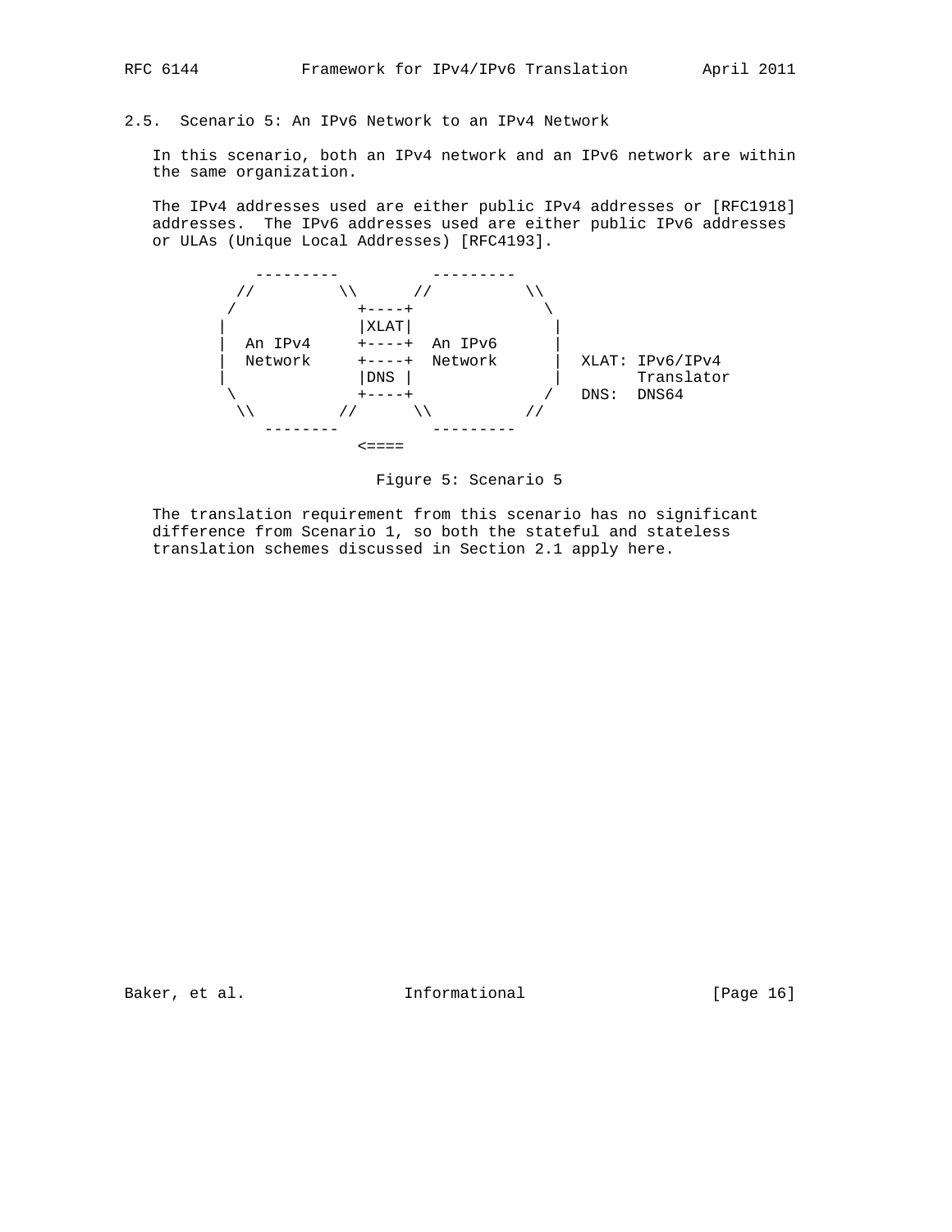## 2.5. Scenario 5: An IPv6 Network to an IPv4 Network

In this scenario, both an IPv4 network and an IPv6 network are within the same organization.

The IPv4 addresses used are either public IPv4 addresses or [RFC1918] addresses. The IPv6 addresses used are either public IPv6 addresses or ULAs (Unique Local Addresses) [RFC4193].

```
       ---------          ---------
     //         \\      //         \\
    /            +----+              \
   |             |XLAT|               |
   |  An IPv4    +----+  An IPv6      |
   |  Network    +----+  Network      |  XLAT: IPv6/IPv4
   |             |DNS |               |        Translator
    \            +----+              /   DNS:  DNS64
     \\         //      \\          //
       --------           ---------
                 <====
```

Figure 5: Scenario 5

The translation requirement from this scenario has no significant difference from Scenario 1, so both the stateful and stateless translation schemes discussed in Section 2.1 apply here.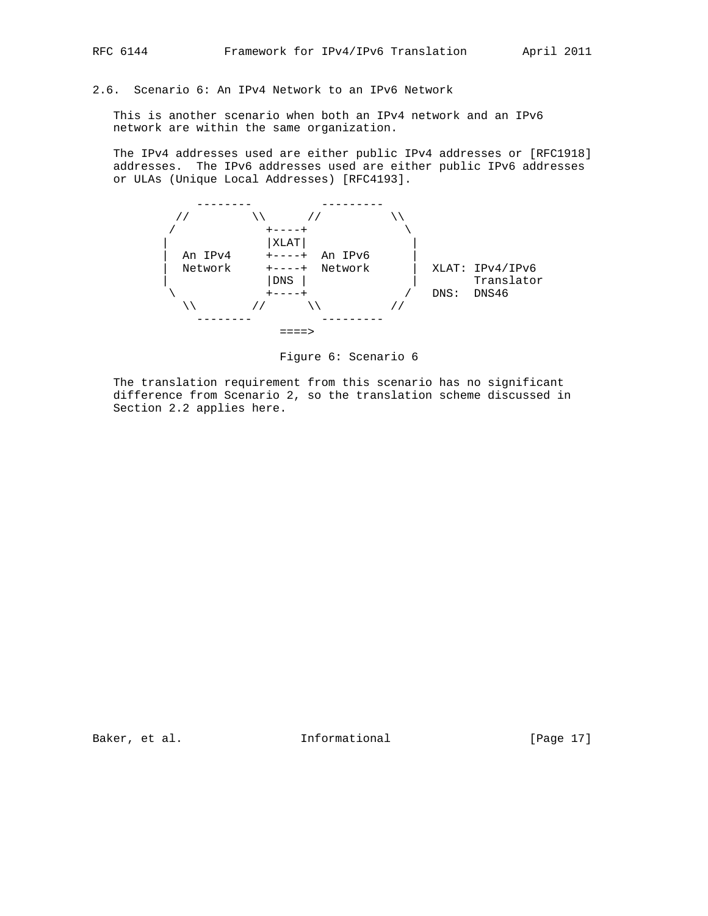## 2.6. Scenario 6: An IPv4 Network to an IPv6 Network

This is another scenario when both an IPv4 network and an IPv6 network are within the same organization.

The IPv4 addresses used are either public IPv4 addresses or [RFC1918] addresses. The IPv6 addresses used are either public IPv6 addresses or ULAs (Unique Local Addresses) [RFC4193].

```
          --------          ---------
        //        \\      //         \\
       /           +----+              \
      |            |XLAT|               |
      |  An IPv4   +----+  An IPv6      |
      |  Network   +----+  Network      |  XLAT: IPv4/IPv6
      |            |DNS |               |        Translator
       \           +----+              /   DNS:  DNS46
        \\        //      \\          //
          --------          ---------
                     ====>
```

Figure 6: Scenario 6

The translation requirement from this scenario has no significant difference from Scenario 2, so the translation scheme discussed in Section 2.2 applies here.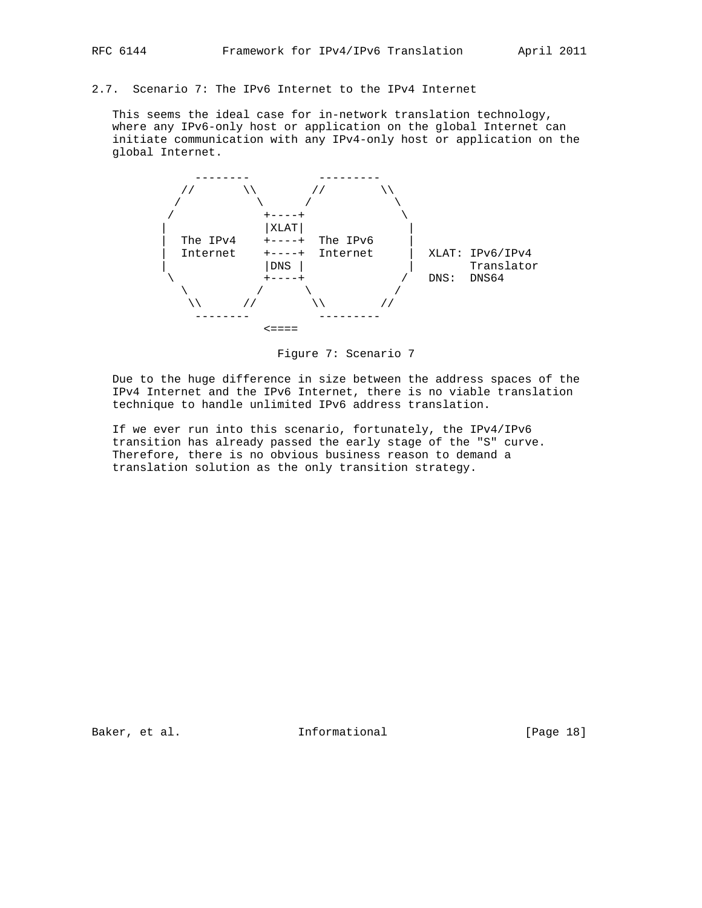## 2.7. Scenario 7: The IPv6 Internet to the IPv4 Internet

This seems the ideal case for in-network translation technology, where any IPv6-only host or application on the global Internet can initiate communication with any IPv4-only host or application on the global Internet.

```
         --------           ---------
       //        \\       //         \\
      /            \     /             \
     /              +----+              \
    |               |XLAT|               |
    |  The IPv4     +----+  The IPv6     |
    |  Internet     +----+  Internet     |  XLAT: IPv6/IPv4
    |               |DNS |               |        Translator
     \              +----+              /   DNS:  DNS64
      \            /      \            /
       \\        //        \\        //
         --------            ---------
                  <====
```

Figure 7: Scenario 7

Due to the huge difference in size between the address spaces of the IPv4 Internet and the IPv6 Internet, there is no viable translation technique to handle unlimited IPv6 address translation.

If we ever run into this scenario, fortunately, the IPv4/IPv6 transition has already passed the early stage of the "S" curve. Therefore, there is no obvious business reason to demand a translation solution as the only transition strategy.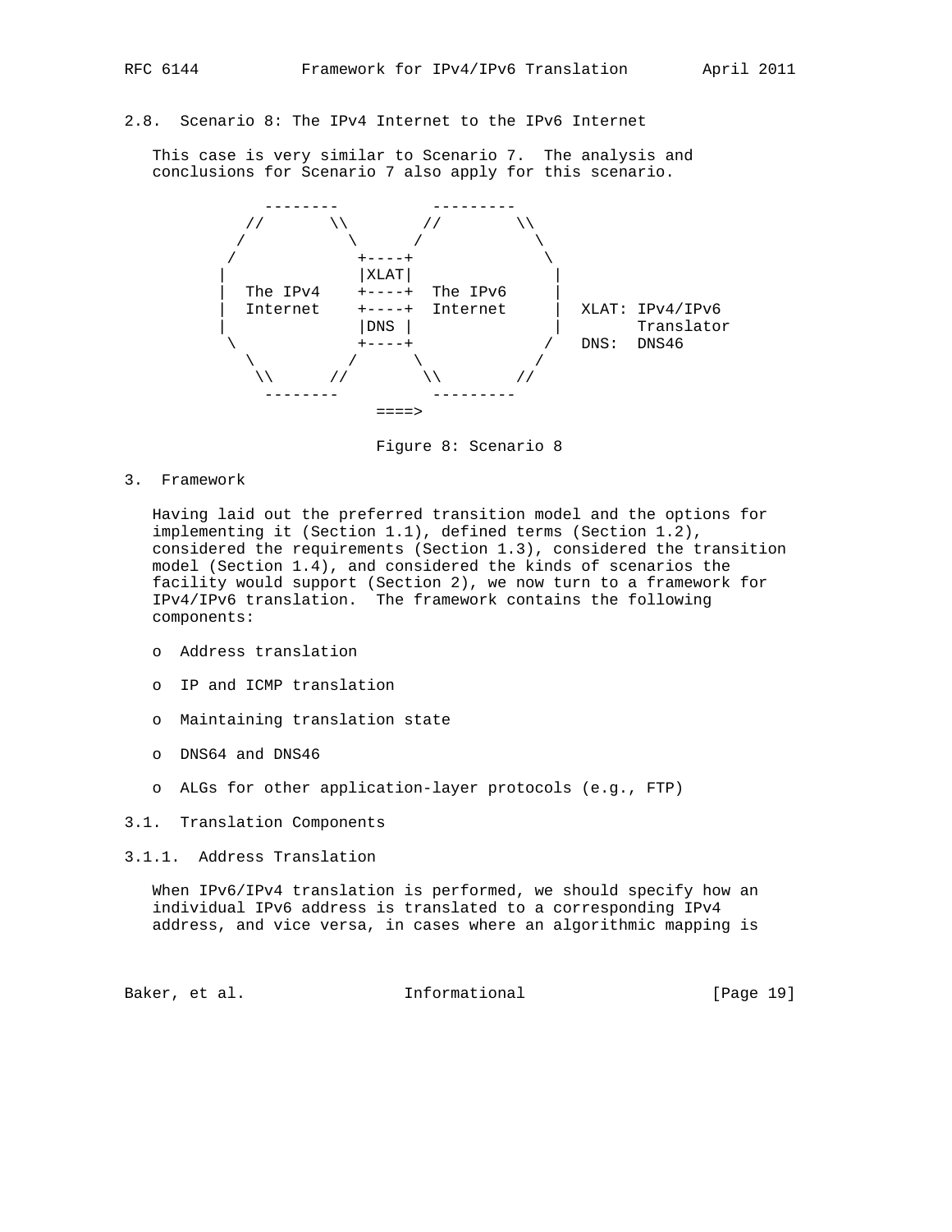### 2.8. Scenario 8: The IPv4 Internet to the IPv6 Internet

This case is very similar to Scenario 7. The analysis and conclusions for Scenario 7 also apply for this scenario.

```
            --------          ---------
          //        \\       //        \\
         /            \     /            \
        /              +----+             \
       |               |XLAT|              |
       |  The IPv4     +----+  The IPv6    |
       |  Internet     +----+  Internet    |  XLAT: IPv4/IPv6
       |               |DNS |              |        Translator
        \              +----+             /   DNS:  DNS46
         \            /     \            /
          \\        //       \\        //
            --------          ---------
                      ====>
```

Figure 8: Scenario 8

## 3. Framework

Having laid out the preferred transition model and the options for implementing it (Section 1.1), defined terms (Section 1.2), considered the requirements (Section 1.3), considered the transition model (Section 1.4), and considered the kinds of scenarios the facility would support (Section 2), we now turn to a framework for IPv4/IPv6 translation. The framework contains the following components:

- Address translation
- IP and ICMP translation
- Maintaining translation state
- DNS64 and DNS46
- ALGs for other application-layer protocols (e.g., FTP)

### 3.1. Translation Components

#### 3.1.1. Address Translation

When IPv6/IPv4 translation is performed, we should specify how an individual IPv6 address is translated to a corresponding IPv4 address, and vice versa, in cases where an algorithmic mapping is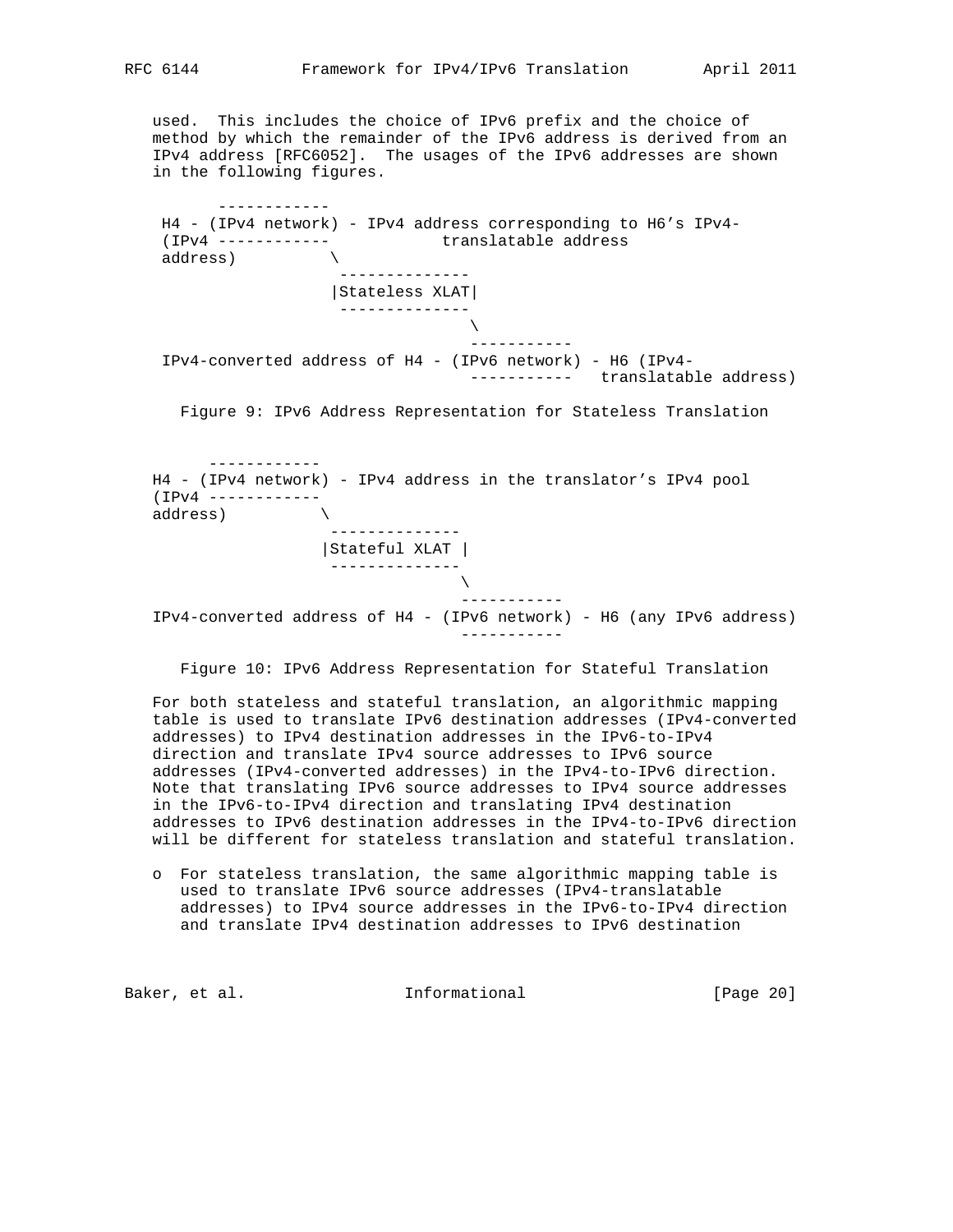used. This includes the choice of IPv6 prefix and the choice of method by which the remainder of the IPv6 address is derived from an IPv4 address [RFC6052]. The usages of the IPv6 addresses are shown in the following figures.

```
       ------------
 H4 - (IPv4 network) - IPv4 address corresponding to H6's IPv4-
 (IPv4 ------------            translatable address
 address)          \
                    --------------
                   |Stateless XLAT|
                    --------------
                                 \
                                  -----------
 IPv4-converted address of H4 - (IPv6 network) - H6 (IPv4-
                                  -----------   translatable address)
```

Figure 9: IPv6 Address Representation for Stateless Translation

```
      ------------
H4 - (IPv4 network) - IPv4 address in the translator's IPv4 pool
(IPv4 ------------
address)          \
                   -------------
                  |Stateful XLAT |
                   -------------
                                \
                                 -----------
IPv4-converted address of H4 - (IPv6 network) - H6 (any IPv6 address)
                                 -----------
```

Figure 10: IPv6 Address Representation for Stateful Translation

For both stateless and stateful translation, an algorithmic mapping table is used to translate IPv6 destination addresses (IPv4-converted addresses) to IPv4 destination addresses in the IPv6-to-IPv4 direction and translate IPv4 source addresses to IPv6 source addresses (IPv4-converted addresses) in the IPv4-to-IPv6 direction. Note that translating IPv6 source addresses to IPv4 source addresses in the IPv6-to-IPv4 direction and translating IPv4 destination addresses to IPv6 destination addresses in the IPv4-to-IPv6 direction will be different for stateless translation and stateful translation.

- For stateless translation, the same algorithmic mapping table is used to translate IPv6 source addresses (IPv4-translatable addresses) to IPv4 source addresses in the IPv6-to-IPv4 direction and translate IPv4 destination addresses to IPv6 destination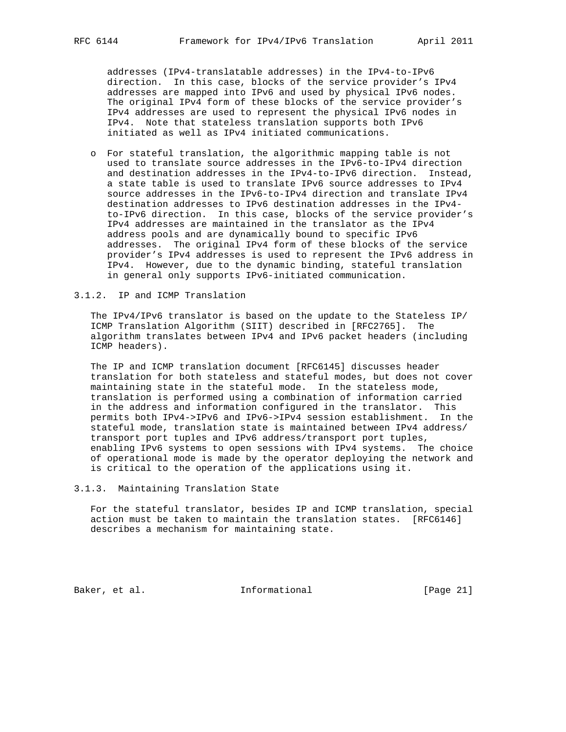addresses (IPv4-translatable addresses) in the IPv4-to-IPv6 direction. In this case, blocks of the service provider's IPv4 addresses are mapped into IPv6 and used by physical IPv6 nodes. The original IPv4 form of these blocks of the service provider's IPv4 addresses are used to represent the physical IPv6 nodes in IPv4. Note that stateless translation supports both IPv6 initiated as well as IPv4 initiated communications.

- For stateful translation, the algorithmic mapping table is not used to translate source addresses in the IPv6-to-IPv4 direction and destination addresses in the IPv4-to-IPv6 direction. Instead, a state table is used to translate IPv6 source addresses to IPv4 source addresses in the IPv6-to-IPv4 direction and translate IPv4 destination addresses to IPv6 destination addresses in the IPv4-to-IPv6 direction. In this case, blocks of the service provider's IPv4 addresses are maintained in the translator as the IPv4 address pools and are dynamically bound to specific IPv6 addresses. The original IPv4 form of these blocks of the service provider's IPv4 addresses is used to represent the IPv6 address in IPv4. However, due to the dynamic binding, stateful translation in general only supports IPv6-initiated communication.

### 3.1.2. IP and ICMP Translation

The IPv4/IPv6 translator is based on the update to the Stateless IP/ICMP Translation Algorithm (SIIT) described in [RFC2765]. The algorithm translates between IPv4 and IPv6 packet headers (including ICMP headers).

The IP and ICMP translation document [RFC6145] discusses header translation for both stateless and stateful modes, but does not cover maintaining state in the stateful mode. In the stateless mode, translation is performed using a combination of information carried in the address and information configured in the translator. This permits both IPv4->IPv6 and IPv6->IPv4 session establishment. In the stateful mode, translation state is maintained between IPv4 address/transport port tuples and IPv6 address/transport port tuples, enabling IPv6 systems to open sessions with IPv4 systems. The choice of operational mode is made by the operator deploying the network and is critical to the operation of the applications using it.

### 3.1.3. Maintaining Translation State

For the stateful translator, besides IP and ICMP translation, special action must be taken to maintain the translation states. [RFC6146] describes a mechanism for maintaining state.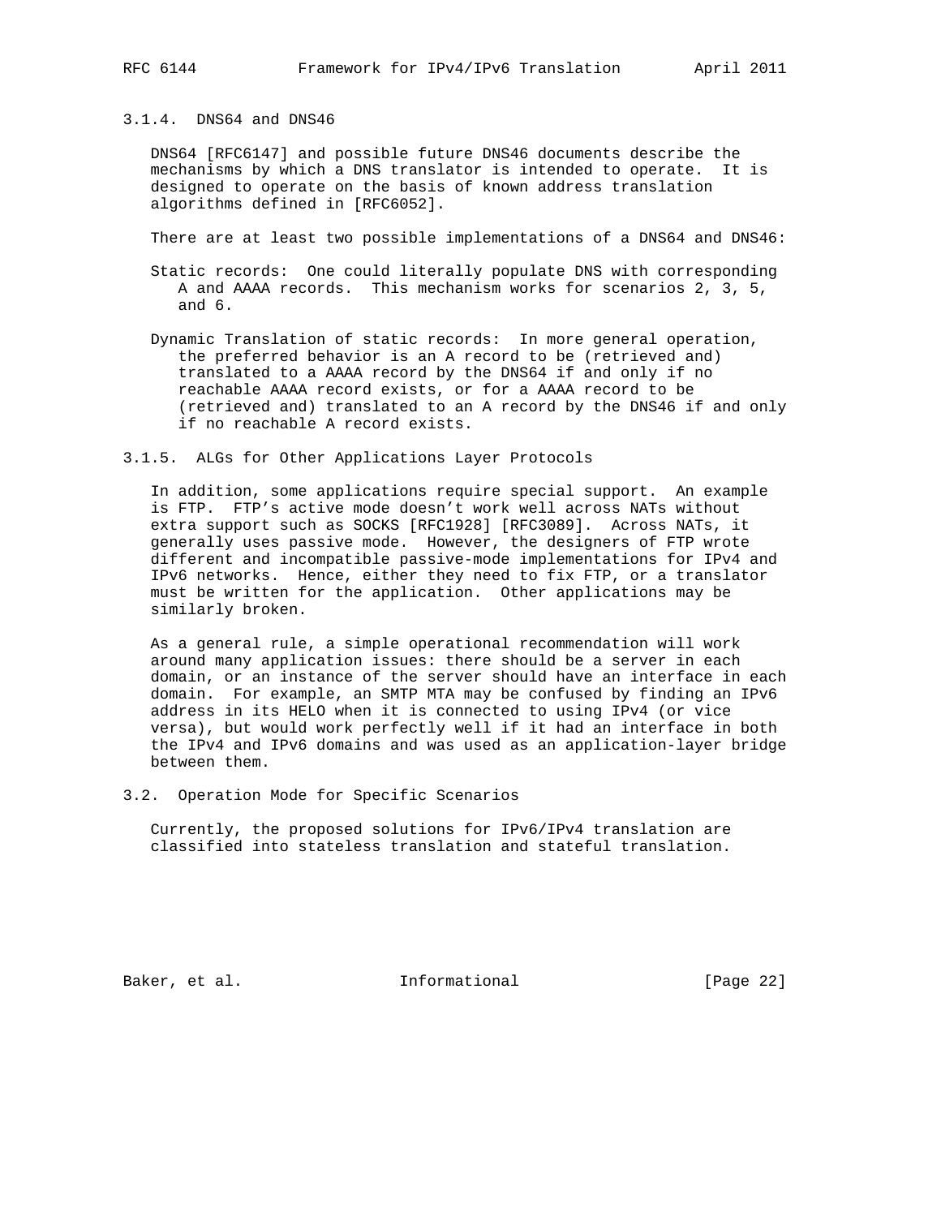### 3.1.4. DNS64 and DNS46

DNS64 [RFC6147] and possible future DNS46 documents describe the mechanisms by which a DNS translator is intended to operate. It is designed to operate on the basis of known address translation algorithms defined in [RFC6052].

There are at least two possible implementations of a DNS64 and DNS46:

Static records: One could literally populate DNS with corresponding A and AAAA records. This mechanism works for scenarios 2, 3, 5, and 6.

Dynamic Translation of static records: In more general operation, the preferred behavior is an A record to be (retrieved and) translated to a AAAA record by the DNS64 if and only if no reachable AAAA record exists, or for a AAAA record to be (retrieved and) translated to an A record by the DNS46 if and only if no reachable A record exists.

### 3.1.5. ALGs for Other Applications Layer Protocols

In addition, some applications require special support. An example is FTP. FTP's active mode doesn't work well across NATs without extra support such as SOCKS [RFC1928] [RFC3089]. Across NATs, it generally uses passive mode. However, the designers of FTP wrote different and incompatible passive-mode implementations for IPv4 and IPv6 networks. Hence, either they need to fix FTP, or a translator must be written for the application. Other applications may be similarly broken.

As a general rule, a simple operational recommendation will work around many application issues: there should be a server in each domain, or an instance of the server should have an interface in each domain. For example, an SMTP MTA may be confused by finding an IPv6 address in its HELO when it is connected to using IPv4 (or vice versa), but would work perfectly well if it had an interface in both the IPv4 and IPv6 domains and was used as an application-layer bridge between them.

## 3.2. Operation Mode for Specific Scenarios

Currently, the proposed solutions for IPv6/IPv4 translation are classified into stateless translation and stateful translation.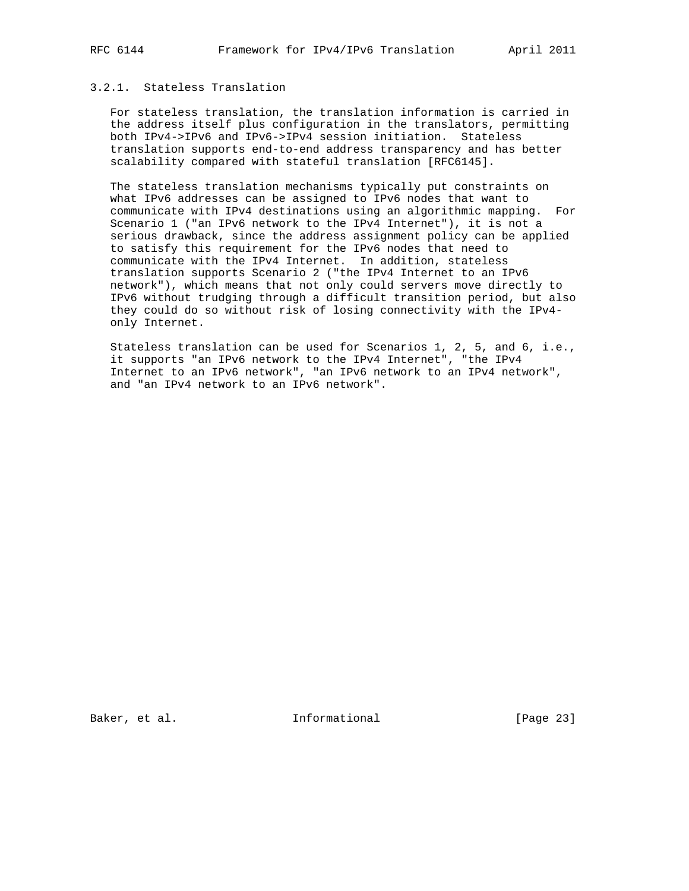### 3.2.1. Stateless Translation

For stateless translation, the translation information is carried in the address itself plus configuration in the translators, permitting both IPv4->IPv6 and IPv6->IPv4 session initiation. Stateless translation supports end-to-end address transparency and has better scalability compared with stateful translation [RFC6145].

The stateless translation mechanisms typically put constraints on what IPv6 addresses can be assigned to IPv6 nodes that want to communicate with IPv4 destinations using an algorithmic mapping. For Scenario 1 ("an IPv6 network to the IPv4 Internet"), it is not a serious drawback, since the address assignment policy can be applied to satisfy this requirement for the IPv6 nodes that need to communicate with the IPv4 Internet. In addition, stateless translation supports Scenario 2 ("the IPv4 Internet to an IPv6 network"), which means that not only could servers move directly to IPv6 without trudging through a difficult transition period, but also they could do so without risk of losing connectivity with the IPv4-only Internet.

Stateless translation can be used for Scenarios 1, 2, 5, and 6, i.e., it supports "an IPv6 network to the IPv4 Internet", "the IPv4 Internet to an IPv6 network", "an IPv6 network to an IPv4 network", and "an IPv4 network to an IPv6 network".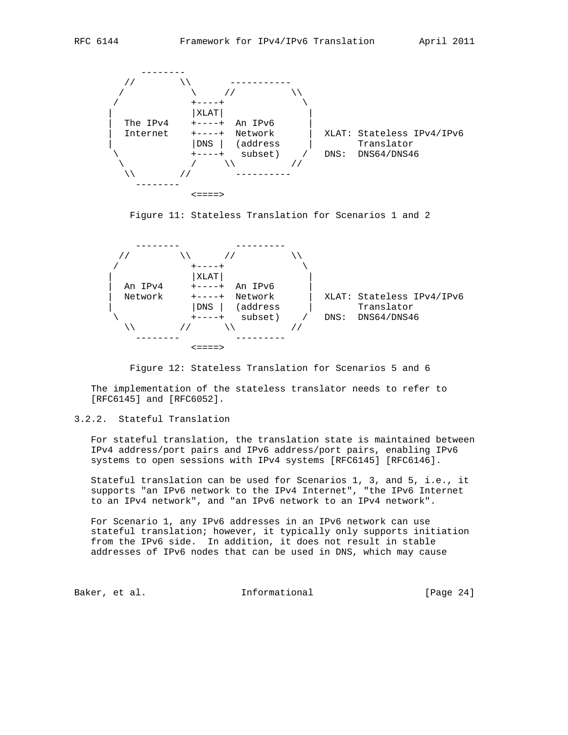```
           --------
         //        \\       -----------
        /            \     //          \\
       /             +----+              \
      |              |XLAT|               |
      |  The IPv4    +----+  An IPv6      |
      |  Internet    +----+  Network      |  XLAT: Stateless IPv4/IPv6
      |              |DNS |  (address     |        Translator
       \             +----+   subset)    /   DNS:  DNS64/DNS46
        \            /     \\          //
         \\        //        ----------
           --------
                     <====>
```

Figure 11: Stateless Translation for Scenarios 1 and 2

```
          --------          ---------
        //        \\      //         \\
       /             +----+             \
      |              |XLAT|              |
      |  An IPv4     +----+  An IPv6     |
      |  Network     +----+  Network     |  XLAT: Stateless IPv4/IPv6
      |              |DNS |  (address    |        Translator
       \             +----+   subset)   /   DNS:  DNS64/DNS46
        \\        //      \\         //
          --------          ---------
                     <====>
```

Figure 12: Stateless Translation for Scenarios 5 and 6

The implementation of the stateless translator needs to refer to [RFC6145] and [RFC6052].

### 3.2.2. Stateful Translation

For stateful translation, the translation state is maintained between IPv4 address/port pairs and IPv6 address/port pairs, enabling IPv6 systems to open sessions with IPv4 systems [RFC6145] [RFC6146].

Stateful translation can be used for Scenarios 1, 3, and 5, i.e., it supports "an IPv6 network to the IPv4 Internet", "the IPv6 Internet to an IPv4 network", and "an IPv6 network to an IPv4 network".

For Scenario 1, any IPv6 addresses in an IPv6 network can use stateful translation; however, it typically only supports initiation from the IPv6 side. In addition, it does not result in stable addresses of IPv6 nodes that can be used in DNS, which may cause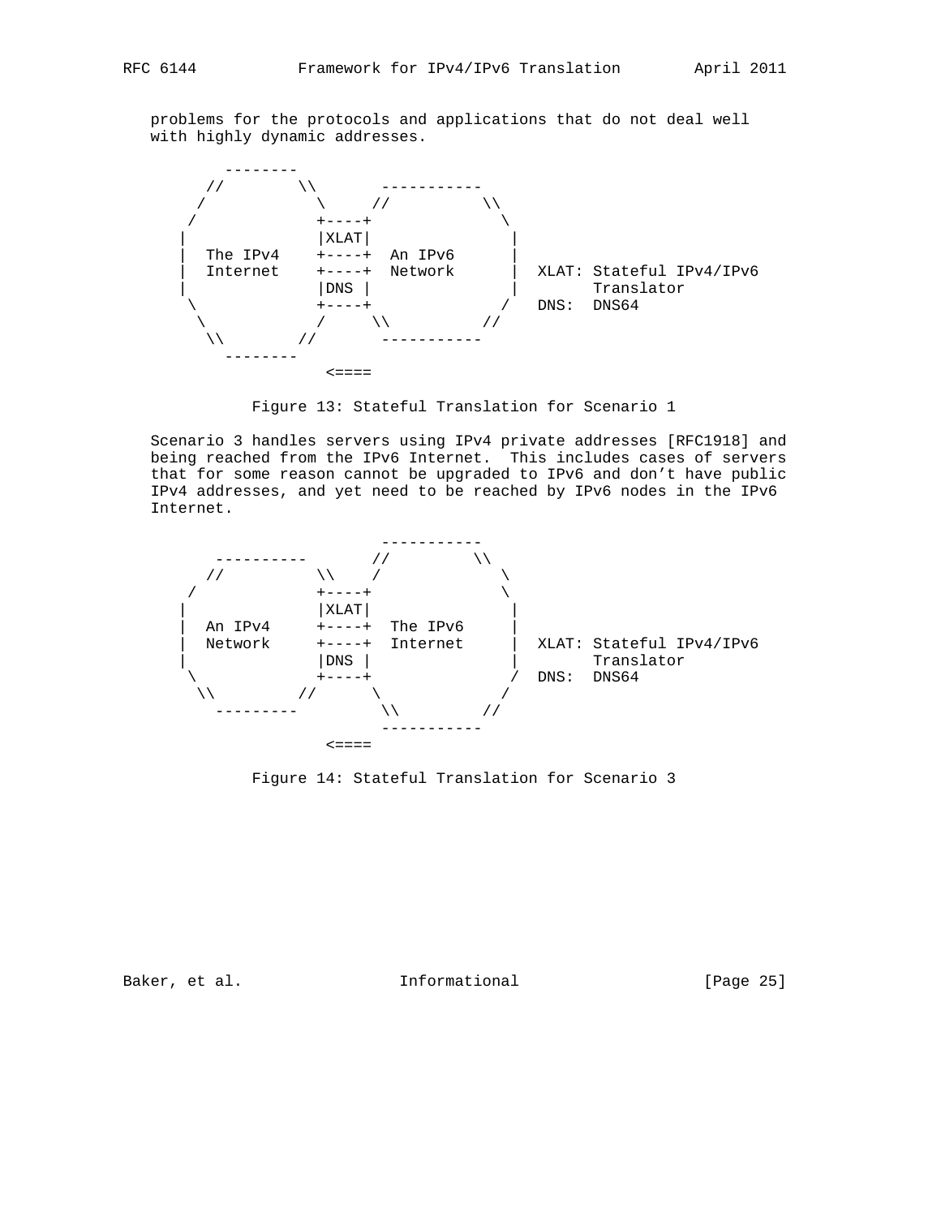problems for the protocols and applications that do not deal well with highly dynamic addresses.

```
         --------
       //        \\       -----------
      /            \     //           \\
     /             +----+               \
    |              |XLAT|                |
    |  The IPv4    +----+  An IPv6       |
    |  Internet    +----+  Network       |  XLAT: Stateful IPv4/IPv6
    |              |DNS |                |        Translator
     \             +----+               /   DNS:  DNS64
      \            /     \\           //
       \\        //       -----------
         --------
                  <====
```

Figure 13: Stateful Translation for Scenario 1

Scenario 3 handles servers using IPv4 private addresses [RFC1918] and being reached from the IPv6 Internet. This includes cases of servers that for some reason cannot be upgraded to IPv6 and don't have public IPv4 addresses, and yet need to be reached by IPv6 nodes in the IPv6 Internet.

```
                          -----------
        ----------       //         \\
       //          \\    /            \
     /             +----+              \
    |              |XLAT|               |
    |  An IPv4     +----+  The IPv6     |
    |  Network     +----+  Internet     |  XLAT: Stateful IPv4/IPv6
    |              |DNS |               |        Translator
     \             +----+              /   DNS:  DNS64
      \\         //      \            /
        ---------         \\        //
                           -----------
                  <====
```

Figure 14: Stateful Translation for Scenario 3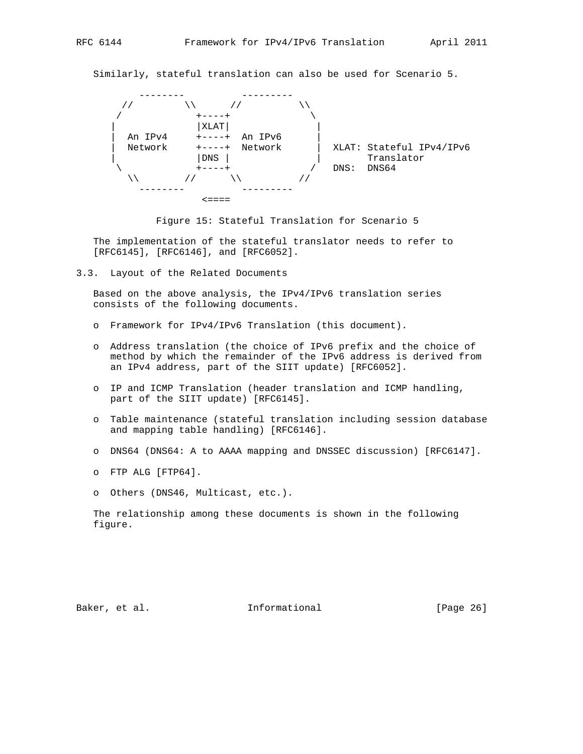Similarly, stateful translation can also be used for Scenario 5.

```
          --------         ---------
       //         \\      //         \\
      /             +----+             \
     |              |XLAT|              |
     |  An IPv4     +----+  An IPv6     |
     |  Network     +----+  Network     |  XLAT: Stateful IPv4/IPv6
     |              |DNS |              |        Translator
      \             +----+             /   DNS:  DNS64
       \\         //      \\         //
          --------         ---------
                  <====
```

Figure 15: Stateful Translation for Scenario 5

The implementation of the stateful translator needs to refer to [RFC6145], [RFC6146], and [RFC6052].

## 3.3. Layout of the Related Documents

Based on the above analysis, the IPv4/IPv6 translation series consists of the following documents.

- Framework for IPv4/IPv6 Translation (this document).
- Address translation (the choice of IPv6 prefix and the choice of method by which the remainder of the IPv6 address is derived from an IPv4 address, part of the SIIT update) [RFC6052].
- IP and ICMP Translation (header translation and ICMP handling, part of the SIIT update) [RFC6145].
- Table maintenance (stateful translation including session database and mapping table handling) [RFC6146].
- DNS64 (DNS64: A to AAAA mapping and DNSSEC discussion) [RFC6147].
- FTP ALG [FTP64].
- Others (DNS46, Multicast, etc.).

The relationship among these documents is shown in the following figure.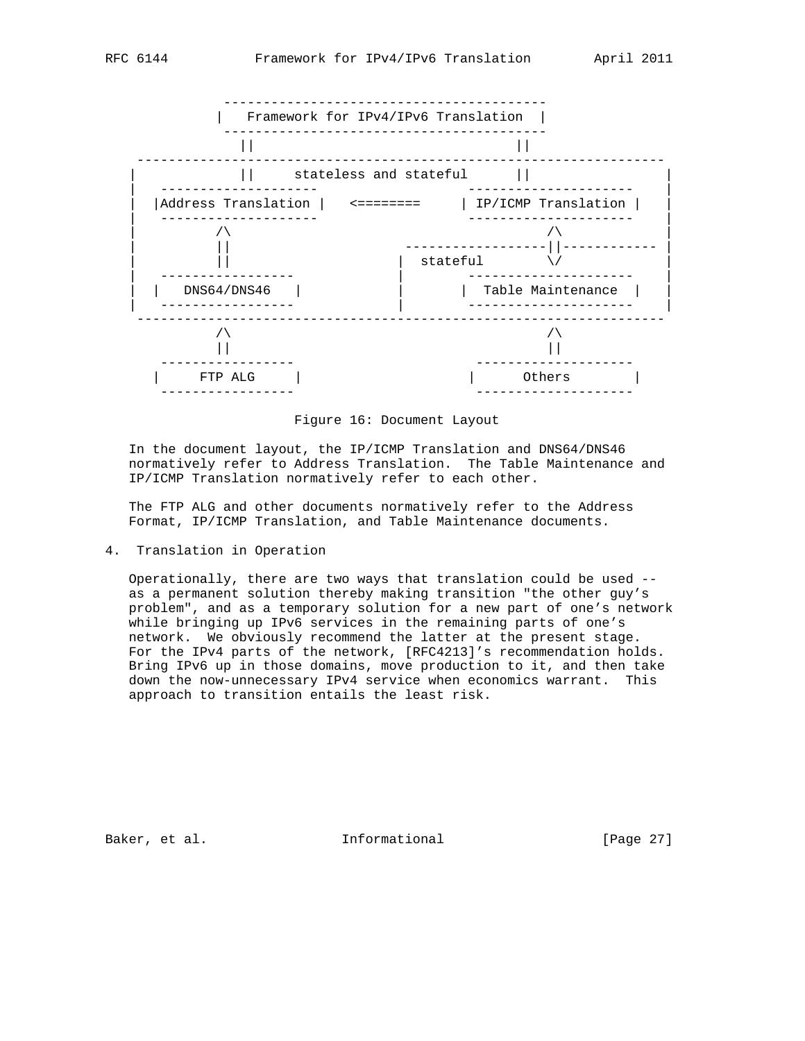```
            ----------------------------------------
           |   Framework for IPv4/IPv6 Translation  |
            ----------------------------------------
              ||                                ||
 -------------------------------------------------------------------
|             ||     stateless and stateful     ||                  |
|   --------------------              ---------------------         |
|  |Address Translation |   <========     | IP/ICMP Translation |   |
|   --------------------              ---------------------         |
|          /\                                    /\                 |
|          ||                  ------------------||------------     |
|          ||                 |  stateful        \/                |
|   -----------------         |         ---------------------      |
|  |   DNS64/DNS46   |        |        |  Table Maintenance  |     |
|   -----------------         |         ---------------------      |
 -------------------------------------------------------------------
           /\                                    /\
           ||                                    ||
   -----------------                     --------------------
  |     FTP ALG     |                   |      Others        |
   -----------------                     --------------------
```

Figure 16: Document Layout

In the document layout, the IP/ICMP Translation and DNS64/DNS46 normatively refer to Address Translation. The Table Maintenance and IP/ICMP Translation normatively refer to each other.

The FTP ALG and other documents normatively refer to the Address Format, IP/ICMP Translation, and Table Maintenance documents.

## 4. Translation in Operation

Operationally, there are two ways that translation could be used -- as a permanent solution thereby making transition "the other guy's problem", and as a temporary solution for a new part of one's network while bringing up IPv6 services in the remaining parts of one's network. We obviously recommend the latter at the present stage. For the IPv4 parts of the network, [RFC4213]'s recommendation holds. Bring IPv6 up in those domains, move production to it, and then take down the now-unnecessary IPv4 service when economics warrant. This approach to transition entails the least risk.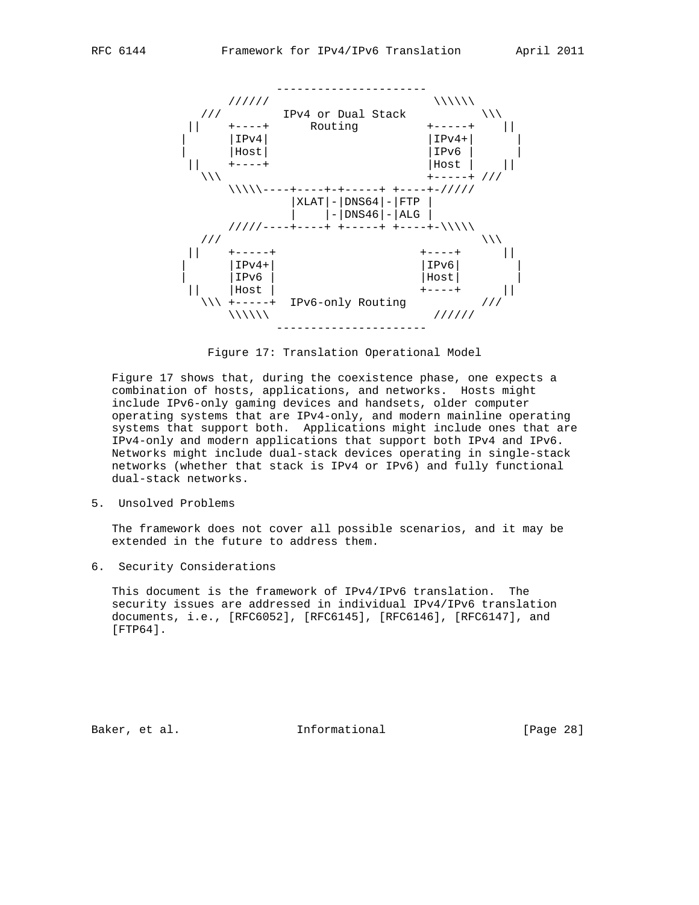```
                  ----------------------
           //////                        \\\\\\
         ///         IPv4 or Dual Stack          \\\
        ||    +----+      Routing          +-----+    ||
        |     |IPv4|                       |IPv4+|     |
        |     |Host|                       |IPv6 |     |
        ||    +----+                       |Host |    ||
          \\\                              +-----+ ///
             \\\\\----+----+-+-----+ +----+-/////
                      |XLAT|-|DNS64|-|FTP |
                      |    |-|DNS46|-|ALG |
             /////----+----+ +-----+ +----+-\\\\\
          ///                                    \\\
        ||    +-----+                     +----+     ||
        |     |IPv4+|                     |IPv6|      |
        |     |IPv6 |                     |Host|      |
        ||    |Host |                     +----+     ||
          \\\ +-----+  IPv6-only Routing           ///
             \\\\\\                        //////
                  ----------------------
```

Figure 17: Translation Operational Model

Figure 17 shows that, during the coexistence phase, one expects a combination of hosts, applications, and networks. Hosts might include IPv6-only gaming devices and handsets, older computer operating systems that are IPv4-only, and modern mainline operating systems that support both. Applications might include ones that are IPv4-only and modern applications that support both IPv4 and IPv6. Networks might include dual-stack devices operating in single-stack networks (whether that stack is IPv4 or IPv6) and fully functional dual-stack networks.

## 5. Unsolved Problems

The framework does not cover all possible scenarios, and it may be extended in the future to address them.

## 6. Security Considerations

This document is the framework of IPv4/IPv6 translation. The security issues are addressed in individual IPv4/IPv6 translation documents, i.e., [RFC6052], [RFC6145], [RFC6146], [RFC6147], and [FTP64].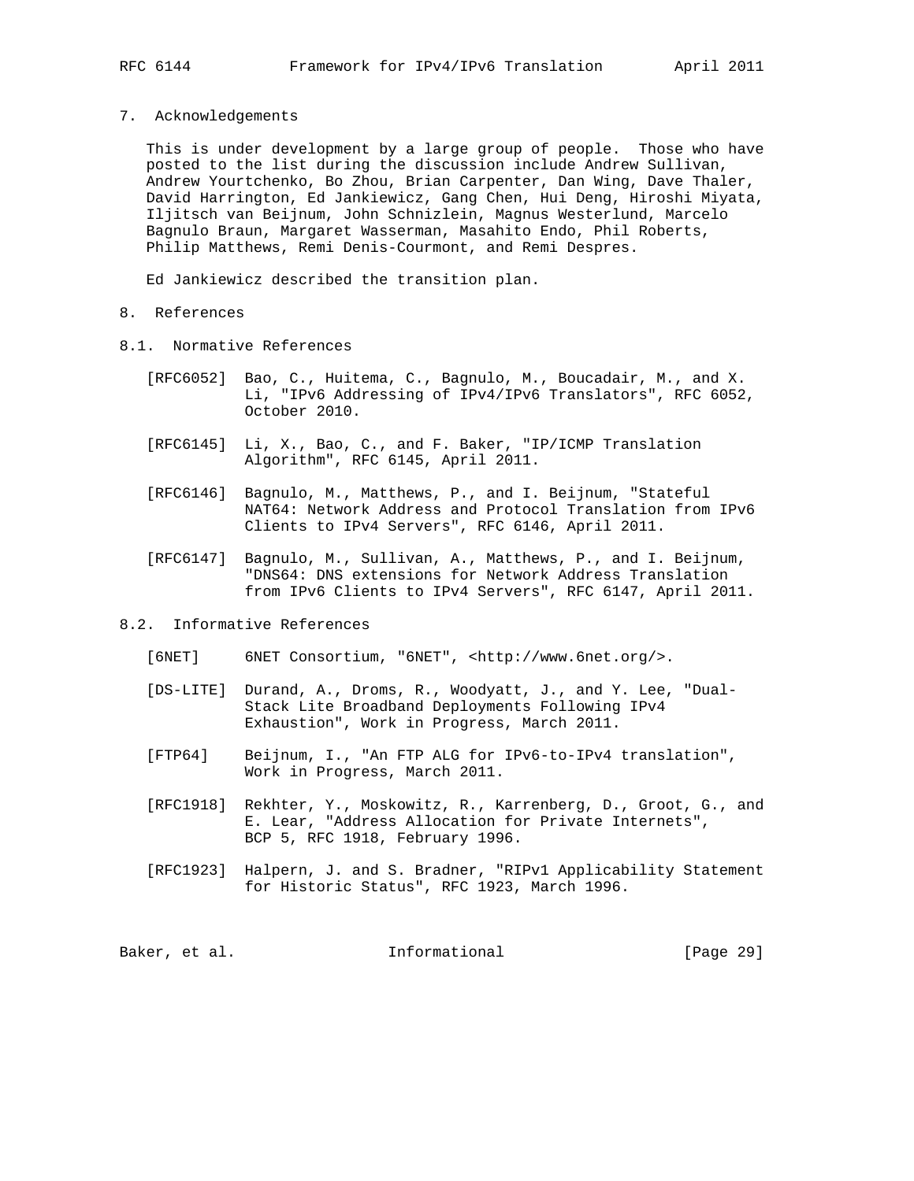## 7. Acknowledgements

This is under development by a large group of people. Those who have posted to the list during the discussion include Andrew Sullivan, Andrew Yourtchenko, Bo Zhou, Brian Carpenter, Dan Wing, Dave Thaler, David Harrington, Ed Jankiewicz, Gang Chen, Hui Deng, Hiroshi Miyata, Iljitsch van Beijnum, John Schnizlein, Magnus Westerlund, Marcelo Bagnulo Braun, Margaret Wasserman, Masahito Endo, Phil Roberts, Philip Matthews, Remi Denis-Courmont, and Remi Despres.

Ed Jankiewicz described the transition plan.

## 8. References

### 8.1. Normative References

[RFC6052] Bao, C., Huitema, C., Bagnulo, M., Boucadair, M., and X. Li, "IPv6 Addressing of IPv4/IPv6 Translators", RFC 6052, October 2010.

[RFC6145] Li, X., Bao, C., and F. Baker, "IP/ICMP Translation Algorithm", RFC 6145, April 2011.

[RFC6146] Bagnulo, M., Matthews, P., and I. Beijnum, "Stateful NAT64: Network Address and Protocol Translation from IPv6 Clients to IPv4 Servers", RFC 6146, April 2011.

[RFC6147] Bagnulo, M., Sullivan, A., Matthews, P., and I. Beijnum, "DNS64: DNS extensions for Network Address Translation from IPv6 Clients to IPv4 Servers", RFC 6147, April 2011.

### 8.2. Informative References

[6NET] 6NET Consortium, "6NET", <http://www.6net.org/>.

[DS-LITE] Durand, A., Droms, R., Woodyatt, J., and Y. Lee, "Dual-Stack Lite Broadband Deployments Following IPv4 Exhaustion", Work in Progress, March 2011.

[FTP64] Beijnum, I., "An FTP ALG for IPv6-to-IPv4 translation", Work in Progress, March 2011.

[RFC1918] Rekhter, Y., Moskowitz, R., Karrenberg, D., Groot, G., and E. Lear, "Address Allocation for Private Internets", BCP 5, RFC 1918, February 1996.

[RFC1923] Halpern, J. and S. Bradner, "RIPv1 Applicability Statement for Historic Status", RFC 1923, March 1996.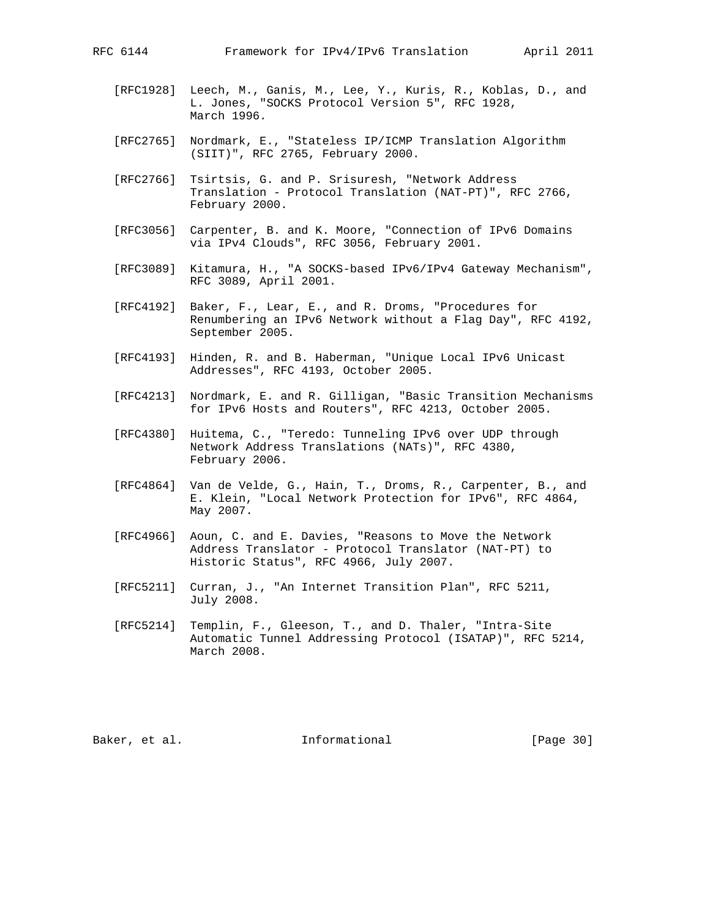[RFC1928] Leech, M., Ganis, M., Lee, Y., Kuris, R., Koblas, D., and L. Jones, "SOCKS Protocol Version 5", RFC 1928, March 1996.

[RFC2765] Nordmark, E., "Stateless IP/ICMP Translation Algorithm (SIIT)", RFC 2765, February 2000.

[RFC2766] Tsirtsis, G. and P. Srisuresh, "Network Address Translation - Protocol Translation (NAT-PT)", RFC 2766, February 2000.

[RFC3056] Carpenter, B. and K. Moore, "Connection of IPv6 Domains via IPv4 Clouds", RFC 3056, February 2001.

[RFC3089] Kitamura, H., "A SOCKS-based IPv6/IPv4 Gateway Mechanism", RFC 3089, April 2001.

[RFC4192] Baker, F., Lear, E., and R. Droms, "Procedures for Renumbering an IPv6 Network without a Flag Day", RFC 4192, September 2005.

[RFC4193] Hinden, R. and B. Haberman, "Unique Local IPv6 Unicast Addresses", RFC 4193, October 2005.

[RFC4213] Nordmark, E. and R. Gilligan, "Basic Transition Mechanisms for IPv6 Hosts and Routers", RFC 4213, October 2005.

[RFC4380] Huitema, C., "Teredo: Tunneling IPv6 over UDP through Network Address Translations (NATs)", RFC 4380, February 2006.

[RFC4864] Van de Velde, G., Hain, T., Droms, R., Carpenter, B., and E. Klein, "Local Network Protection for IPv6", RFC 4864, May 2007.

[RFC4966] Aoun, C. and E. Davies, "Reasons to Move the Network Address Translator - Protocol Translator (NAT-PT) to Historic Status", RFC 4966, July 2007.

[RFC5211] Curran, J., "An Internet Transition Plan", RFC 5211, July 2008.

[RFC5214] Templin, F., Gleeson, T., and D. Thaler, "Intra-Site Automatic Tunnel Addressing Protocol (ISATAP)", RFC 5214, March 2008.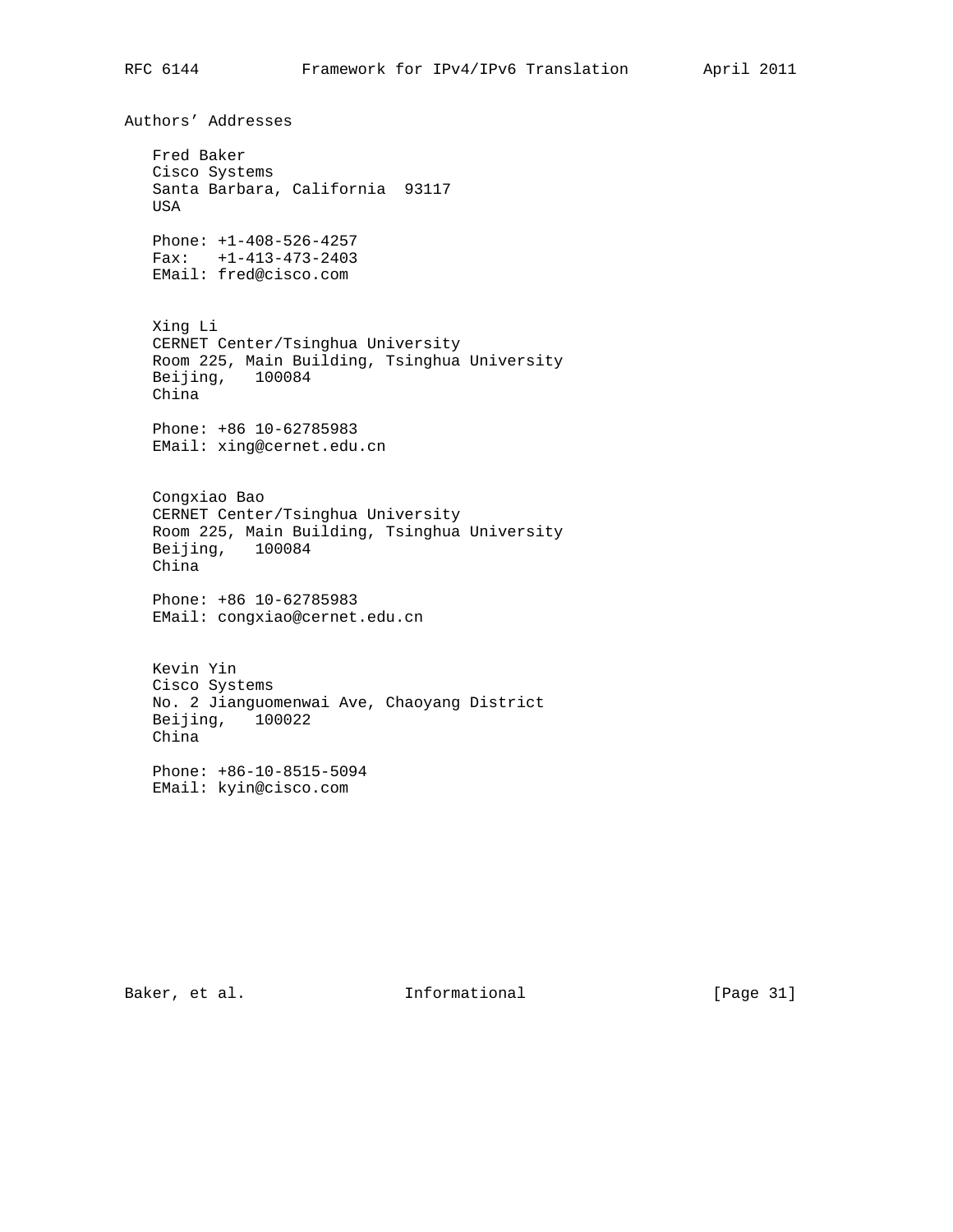## Authors' Addresses

Fred Baker
Cisco Systems
Santa Barbara, California  93117
USA

Phone: +1-408-526-4257
Fax:   +1-413-473-2403
EMail: fred@cisco.com

Xing Li
CERNET Center/Tsinghua University
Room 225, Main Building, Tsinghua University
Beijing,   100084
China

Phone: +86 10-62785983
EMail: xing@cernet.edu.cn

Congxiao Bao
CERNET Center/Tsinghua University
Room 225, Main Building, Tsinghua University
Beijing,   100084
China

Phone: +86 10-62785983
EMail: congxiao@cernet.edu.cn

Kevin Yin
Cisco Systems
No. 2 Jianguomenwai Ave, Chaoyang District
Beijing,   100022
China

Phone: +86-10-8515-5094
EMail: kyin@cisco.com